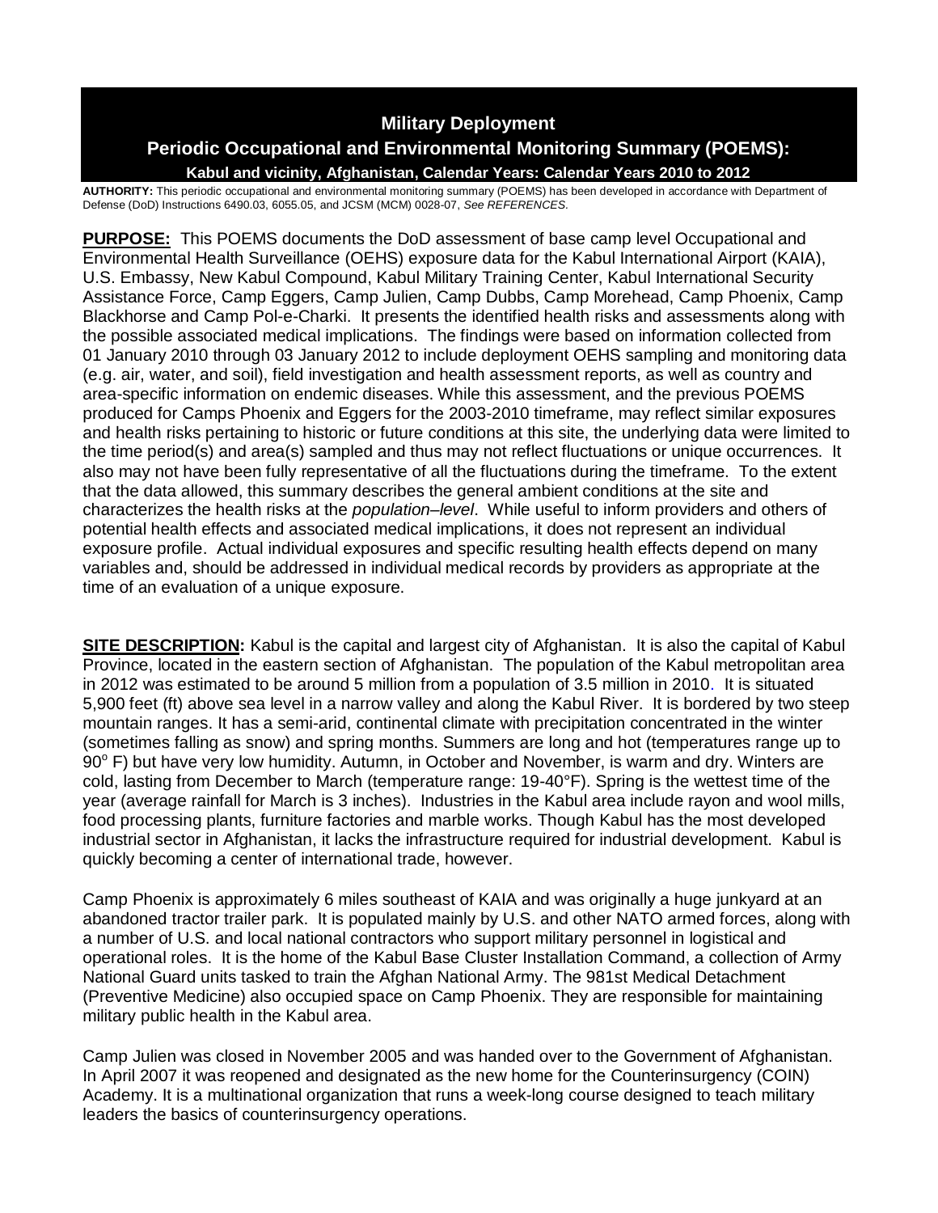# Military Deployment

## Periodic Occupational and Environmental Monitoring Summary (POEMS):

### Kabul and vicinity, Afghanistan, Calendar Years: Calendar Years 2010 to 2012

**AUTHORITY:** This periodic occupational and environmental monitoring summary (POEMS) has been developed in accordance with Department of Defense (DoD) Instructions 6490.03, 6055.05, and JCSM (MCM) 0028-07, *See REFERENCES.*

**PURPOSE:** This POEMS documents the DoD assessment of base camp level Occupational and Environmental Health Surveillance (OEHS) exposure data for the Kabul International Airport (KAIA), U.S. Embassy, New Kabul Compound, Kabul Military Training Center, Kabul International Security Assistance Force, Camp Eggers, Camp Julien, Camp Dubbs, Camp Morehead, Camp Phoenix, Camp Blackhorse and Camp Pol-e-Charki. It presents the identified health risks and assessments along with the possible associated medical implications. The findings were based on information collected from 01 January 2010 through 03 January 2012 to include deployment OEHS sampling and monitoring data (e.g. air, water, and soil), field investigation and health assessment reports, as well as country and area-specific information on endemic diseases. While this assessment, and the previous POEMS produced for Camps Phoenix and Eggers for the 2003-2010 timeframe, may reflect similar exposures and health risks pertaining to historic or future conditions at this site, the underlying data were limited to the time period(s) and area(s) sampled and thus may not reflect fluctuations or unique occurrences. It also may not have been fully representative of all the fluctuations during the timeframe. To the extent that the data allowed, this summary describes the general ambient conditions at the site and characterizes the health risks at the *population–level*. While useful to inform providers and others of potential health effects and associated medical implications, it does not represent an individual exposure profile. Actual individual exposures and specific resulting health effects depend on many variables and, should be addressed in individual medical records by providers as appropriate at the time of an evaluation of a unique exposure.

**SITE DESCRIPTION:** Kabul is the capital and largest city of Afghanistan. It is also the capital of Kabul Province, located in the eastern section of Afghanistan. The population of the Kabul metropolitan area in 2012 was estimated to be around 5 million from a population of 3.5 million in 2010. It is situated 5,900 feet (ft) above sea level in a narrow valley and along the Kabul River. It is bordered by two steep mountain ranges. It has a semi-arid, continental climate with precipitation concentrated in the winter (sometimes falling as snow) and spring months. Summers are long and hot (temperatures range up to $90^{o}$ F) but have very low humidity. Autumn, in October and November, is warm and dry. Winters are cold, lasting from December to March (temperature range: 19-40°F). Spring is the wettest time of the year (average rainfall for March is 3 inches). Industries in the Kabul area include rayon and wool mills, food processing plants, furniture factories and marble works. Though Kabul has the most developed industrial sector in Afghanistan, it lacks the infrastructure required for industrial development. Kabul is quickly becoming a center of international trade, however.

Camp Phoenix is approximately 6 miles southeast of KAIA and was originally a huge junkyard at an abandoned tractor trailer park. It is populated mainly by U.S. and other NATO armed forces, along with a number of U.S. and local national contractors who support military personnel in logistical and operational roles. It is the home of the Kabul Base Cluster Installation Command, a collection of Army National Guard units tasked to train the Afghan National Army. The 981st Medical Detachment (Preventive Medicine) also occupied space on Camp Phoenix. They are responsible for maintaining military public health in the Kabul area.

Camp Julien was closed in November 2005 and was handed over to the Government of Afghanistan. In April 2007 it was reopened and designated as the new home for the Counterinsurgency (COIN) Academy. It is a multinational organization that runs a week-long course designed to teach military leaders the basics of counterinsurgency operations.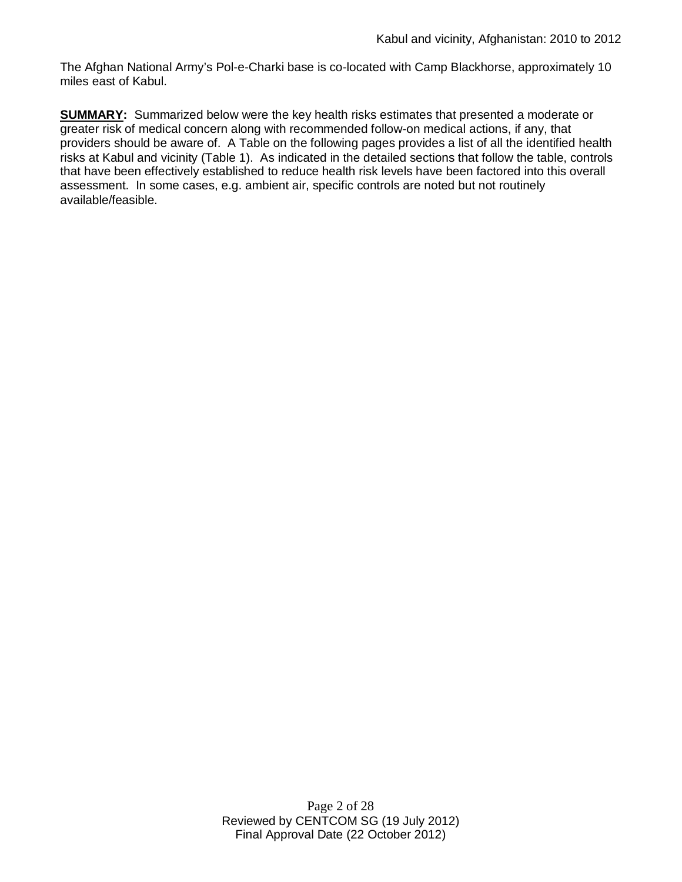The Afghan National Army's Pol-e-Charki base is co-located with Camp Blackhorse, approximately 10 miles east of Kabul.

**SUMMARY:** Summarized below were the key health risks estimates that presented a moderate or greater risk of medical concern along with recommended follow-on medical actions, if any, that providers should be aware of. A Table on the following pages provides a list of all the identified health risks at Kabul and vicinity (Table 1). As indicated in the detailed sections that follow the table, controls that have been effectively established to reduce health risk levels have been factored into this overall assessment. In some cases, e.g. ambient air, specific controls are noted but not routinely available/feasible.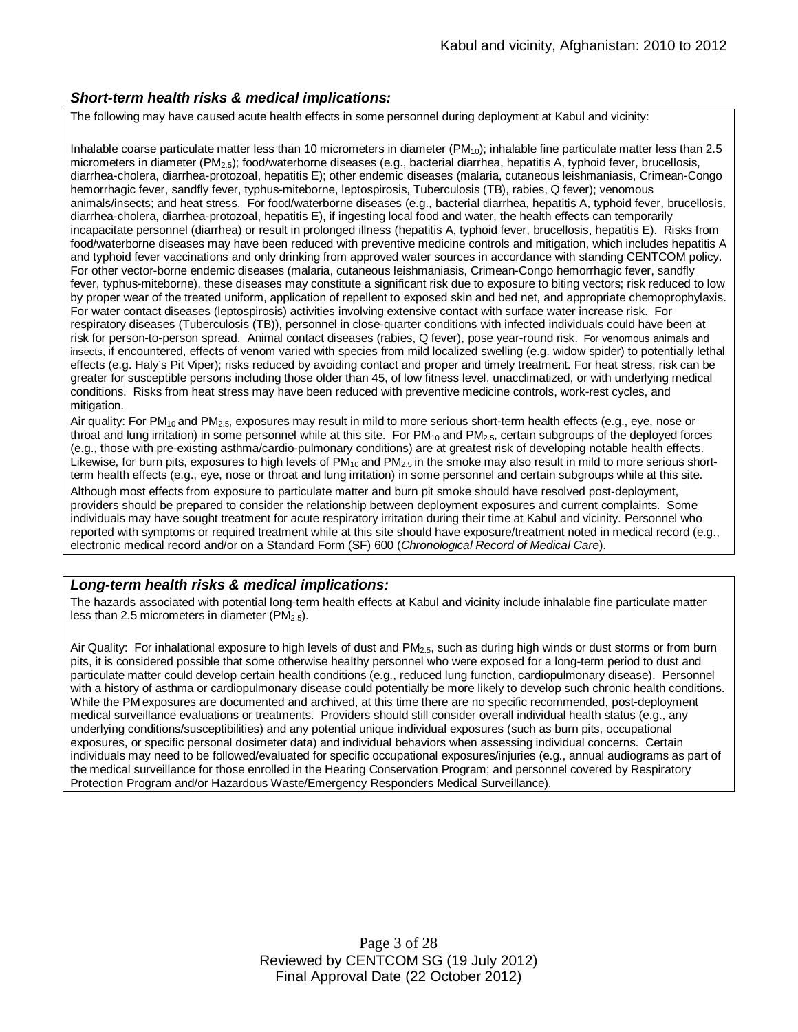### *Short-term health risks & medical implications:*

The following may have caused acute health effects in some personnel during deployment at Kabul and vicinity:

Inhalable coarse particulate matter less than 10 micrometers in diameter ($PM_{10}$); inhalable fine particulate matter less than 2.5 micrometers in diameter ($PM_{2.5}$); food/waterborne diseases (e.g., bacterial diarrhea, hepatitis A, typhoid fever, brucellosis, diarrhea-cholera, diarrhea-protozoal, hepatitis E); other endemic diseases (malaria, cutaneous leishmaniasis, Crimean-Congo hemorrhagic fever, sandfly fever, typhus-miteborne, leptospirosis, Tuberculosis (TB), rabies, Q fever); venomous animals/insects; and heat stress. For food/waterborne diseases (e.g., bacterial diarrhea, hepatitis A, typhoid fever, brucellosis, diarrhea-cholera, diarrhea-protozoal, hepatitis E), if ingesting local food and water, the health effects can temporarily incapacitate personnel (diarrhea) or result in prolonged illness (hepatitis A, typhoid fever, brucellosis, hepatitis E). Risks from food/waterborne diseases may have been reduced with preventive medicine controls and mitigation, which includes hepatitis A and typhoid fever vaccinations and only drinking from approved water sources in accordance with standing CENTCOM policy. For other vector-borne endemic diseases (malaria, cutaneous leishmaniasis, Crimean-Congo hemorrhagic fever, sandfly fever, typhus-miteborne), these diseases may constitute a significant risk due to exposure to biting vectors; risk reduced to low by proper wear of the treated uniform, application of repellent to exposed skin and bed net, and appropriate chemoprophylaxis. For water contact diseases (leptospirosis) activities involving extensive contact with surface water increase risk. For respiratory diseases (Tuberculosis (TB)), personnel in close-quarter conditions with infected individuals could have been at risk for person-to-person spread. Animal contact diseases (rabies, Q fever), pose year-round risk. For venomous animals and insects, if encountered, effects of venom varied with species from mild localized swelling (e.g. widow spider) to potentially lethal effects (e.g. Haly's Pit Viper); risks reduced by avoiding contact and proper and timely treatment. For heat stress, risk can be greater for susceptible persons including those older than 45, of low fitness level, unacclimatized, or with underlying medical conditions. Risks from heat stress may have been reduced with preventive medicine controls, work-rest cycles, and mitigation.

Air quality: For $PM_{10}$ and $PM_{2.5}$, exposures may result in mild to more serious short-term health effects (e.g., eye, nose or throat and lung irritation) in some personnel while at this site. For $PM_{10}$ and $PM_{2.5}$, certain subgroups of the deployed forces (e.g., those with pre-existing asthma/cardio-pulmonary conditions) are at greatest risk of developing notable health effects. Likewise, for burn pits, exposures to high levels of $PM_{10}$ and $PM_{2.5}$ in the smoke may also result in mild to more serious short-term health effects (e.g., eye, nose or throat and lung irritation) in some personnel and certain subgroups while at this site.

Although most effects from exposure to particulate matter and burn pit smoke should have resolved post-deployment, providers should be prepared to consider the relationship between deployment exposures and current complaints. Some individuals may have sought treatment for acute respiratory irritation during their time at Kabul and vicinity. Personnel who reported with symptoms or required treatment while at this site should have exposure/treatment noted in medical record (e.g., electronic medical record and/or on a Standard Form (SF) 600 (*Chronological Record of Medical Care*).

### *Long-term health risks & medical implications:*

The hazards associated with potential long-term health effects at Kabul and vicinity include inhalable fine particulate matter less than 2.5 micrometers in diameter ($PM_{2.5}$).

Air Quality: For inhalational exposure to high levels of dust and $PM_{2.5}$, such as during high winds or dust storms or from burn pits, it is considered possible that some otherwise healthy personnel who were exposed for a long-term period to dust and particulate matter could develop certain health conditions (e.g., reduced lung function, cardiopulmonary disease). Personnel with a history of asthma or cardiopulmonary disease could potentially be more likely to develop such chronic health conditions. While the PM exposures are documented and archived, at this time there are no specific recommended, post-deployment medical surveillance evaluations or treatments. Providers should still consider overall individual health status (e.g., any underlying conditions/susceptibilities) and any potential unique individual exposures (such as burn pits, occupational exposures, or specific personal dosimeter data) and individual behaviors when assessing individual concerns. Certain individuals may need to be followed/evaluated for specific occupational exposures/injuries (e.g., annual audiograms as part of the medical surveillance for those enrolled in the Hearing Conservation Program; and personnel covered by Respiratory Protection Program and/or Hazardous Waste/Emergency Responders Medical Surveillance).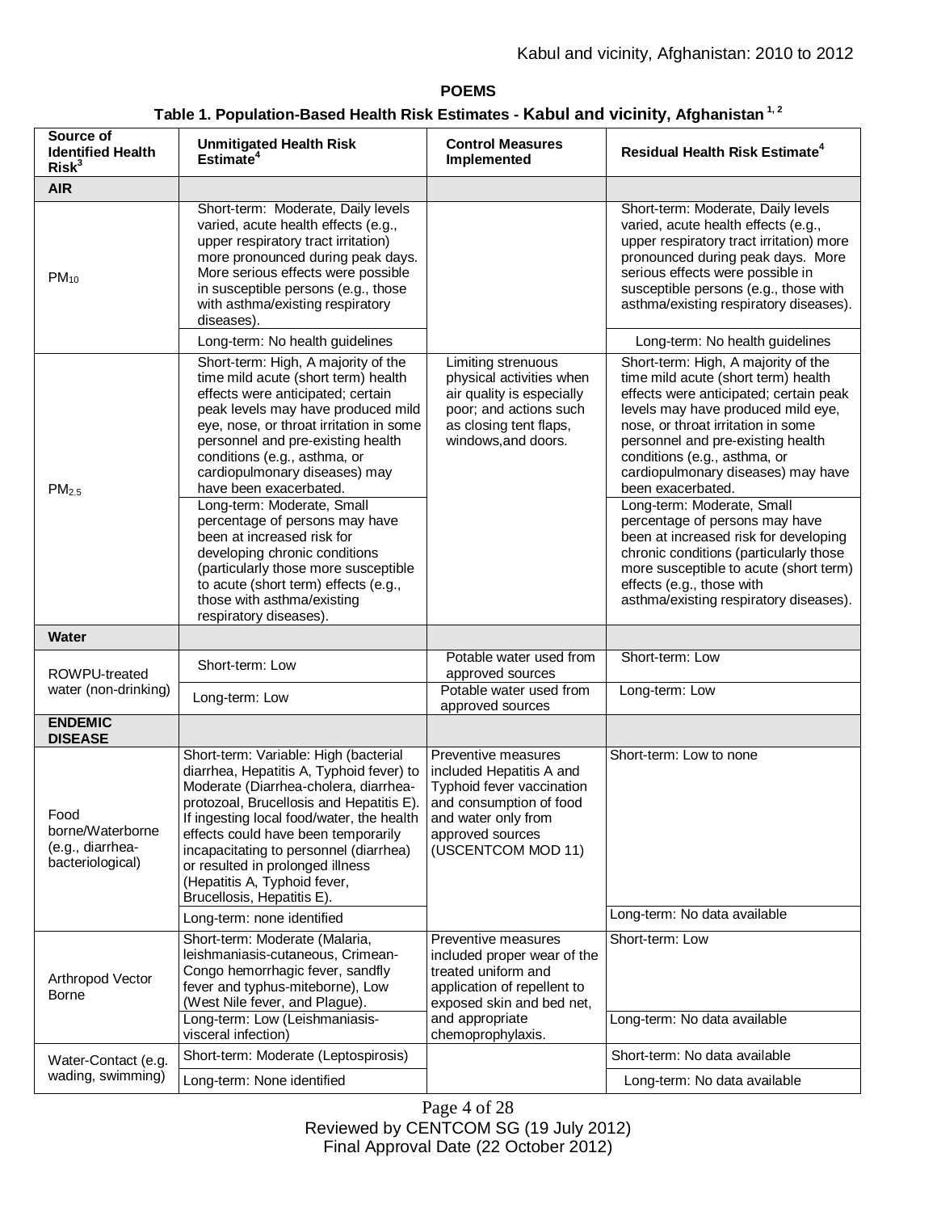**POEMS**

**Table 1. Population-Based Health Risk Estimates - Kabul and vicinity, Afghanistan [1, 2]**

| Source of Identified Health Risk[3] | Unmitigated Health Risk Estimate[4] | Control Measures Implemented | Residual Health Risk Estimate[4] |
|---|---|---|---|
| **AIR** | | | |
| $PM_{10}$ | Short-term: Moderate, Daily levels varied, acute health effects (e.g., upper respiratory tract irritation) more pronounced during peak days. More serious effects were possible in susceptible persons (e.g., those with asthma/existing respiratory diseases). | | Short-term: Moderate, Daily levels varied, acute health effects (e.g., upper respiratory tract irritation) more pronounced during peak days. More serious effects were possible in susceptible persons (e.g., those with asthma/existing respiratory diseases). |
| | Long-term: No health guidelines | | Long-term: No health guidelines |
| $PM_{2.5}$ | Short-term: High, A majority of the time mild acute (short term) health effects were anticipated; certain peak levels may have produced mild eye, nose, or throat irritation in some personnel and pre-existing health conditions (e.g., asthma, or cardiopulmonary diseases) may have been exacerbated. | Limiting strenuous physical activities when air quality is especially poor; and actions such as closing tent flaps, windows,and doors. | Short-term: High, A majority of the time mild acute (short term) health effects were anticipated; certain peak levels may have produced mild eye, nose, or throat irritation in some personnel and pre-existing health conditions (e.g., asthma, or cardiopulmonary diseases) may have been exacerbated. |
| | Long-term: Moderate, Small percentage of persons may have been at increased risk for developing chronic conditions (particularly those more susceptible to acute (short term) effects (e.g., those with asthma/existing respiratory diseases). | | Long-term: Moderate, Small percentage of persons may have been at increased risk for developing chronic conditions (particularly those more susceptible to acute (short term) effects (e.g., those with asthma/existing respiratory diseases). |
| **Water** | | | |
| ROWPU-treated water (non-drinking) | Short-term: Low | Potable water used from approved sources | Short-term: Low |
| | Long-term: Low | Potable water used from approved sources | Long-term: Low |
| **ENDEMIC DISEASE** | | | |
| Food borne/Waterborne (e.g., diarrhea-bacteriological) | Short-term: Variable: High (bacterial diarrhea, Hepatitis A, Typhoid fever) to Moderate (Diarrhea-cholera, diarrhea-protozoal, Brucellosis and Hepatitis E). If ingesting local food/water, the health effects could have been temporarily incapacitating to personnel (diarrhea) or resulted in prolonged illness (Hepatitis A, Typhoid fever, Brucellosis, Hepatitis E). | Preventive measures included Hepatitis A and Typhoid fever vaccination and consumption of food and water only from approved sources (USCENTCOM MOD 11) | Short-term: Low to none |
| | Long-term: none identified | | Long-term: No data available |
| Arthropod Vector Borne | Short-term: Moderate (Malaria, leishmaniasis-cutaneous, Crimean-Congo hemorrhagic fever, sandfly fever and typhus-miteborne), Low (West Nile fever, and Plague). | Preventive measures included proper wear of the treated uniform and application of repellent to exposed skin and bed net, and appropriate chemoprophylaxis. | Short-term: Low |
| | Long-term: Low (Leishmaniasis-visceral infection) | | Long-term: No data available |
| Water-Contact (e.g. wading, swimming) | Short-term: Moderate (Leptospirosis) | | Short-term: No data available |
| | Long-term: None identified | | Long-term: No data available |

Reviewed by CENTCOM SG (19 July 2012)
Final Approval Date (22 October 2012)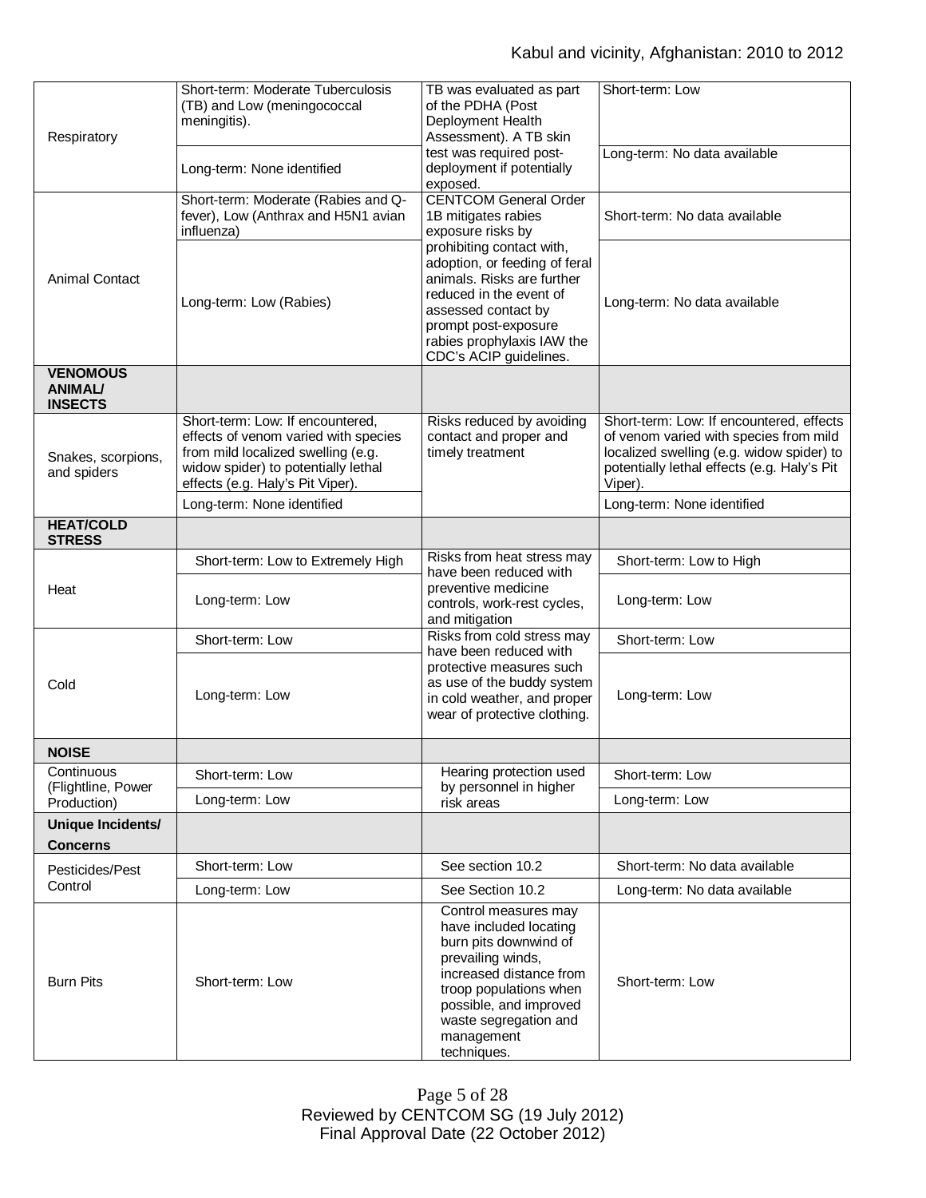| | | | |
|---|---|---|---|
| Respiratory | Short-term: Moderate Tuberculosis (TB) and Low (meningococcal meningitis). | TB was evaluated as part of the PDHA (Post Deployment Health Assessment). A TB skin test was required post-deployment if potentially exposed. | Short-term: Low |
| | Long-term: None identified | | Long-term: No data available |
| Animal Contact | Short-term: Moderate (Rabies and Q-fever), Low (Anthrax and H5N1 avian influenza) | CENTCOM General Order 1B mitigates rabies exposure risks by prohibiting contact with, adoption, or feeding of feral animals. Risks are further reduced in the event of assessed contact by prompt post-exposure rabies prophylaxis IAW the CDC's ACIP guidelines. | Short-term: No data available |
| | Long-term: Low (Rabies) | | Long-term: No data available |
| **VENOMOUS ANIMAL/ INSECTS** | | | |
| Snakes, scorpions, and spiders | Short-term: Low: If encountered, effects of venom varied with species from mild localized swelling (e.g. widow spider) to potentially lethal effects (e.g. Haly's Pit Viper). | Risks reduced by avoiding contact and proper and timely treatment | Short-term: Low: If encountered, effects of venom varied with species from mild localized swelling (e.g. widow spider) to potentially lethal effects (e.g. Haly's Pit Viper). |
| | Long-term: None identified | | Long-term: None identified |
| **HEAT/COLD STRESS** | | | |
| Heat | Short-term: Low to Extremely High | Risks from heat stress may have been reduced with preventive medicine controls, work-rest cycles, and mitigation | Short-term: Low to High |
| | Long-term: Low | | Long-term: Low |
| Cold | Short-term: Low | Risks from cold stress may have been reduced with protective measures such as use of the buddy system in cold weather, and proper wear of protective clothing. | Short-term: Low |
| | Long-term: Low | | Long-term: Low |
| **NOISE** | | | |
| Continuous (Flightline, Power Production) | Short-term: Low | Hearing protection used by personnel in higher risk areas | Short-term: Low |
| | Long-term: Low | | Long-term: Low |
| **Unique Incidents/ Concerns** | | | |
| Pesticides/Pest Control | Short-term: Low | See section 10.2 | Short-term: No data available |
| | Long-term: Low | See Section 10.2 | Long-term: No data available |
| Burn Pits | Short-term: Low | Control measures may have included locating burn pits downwind of prevailing winds, increased distance from troop populations when possible, and improved waste segregation and management techniques. | Short-term: Low |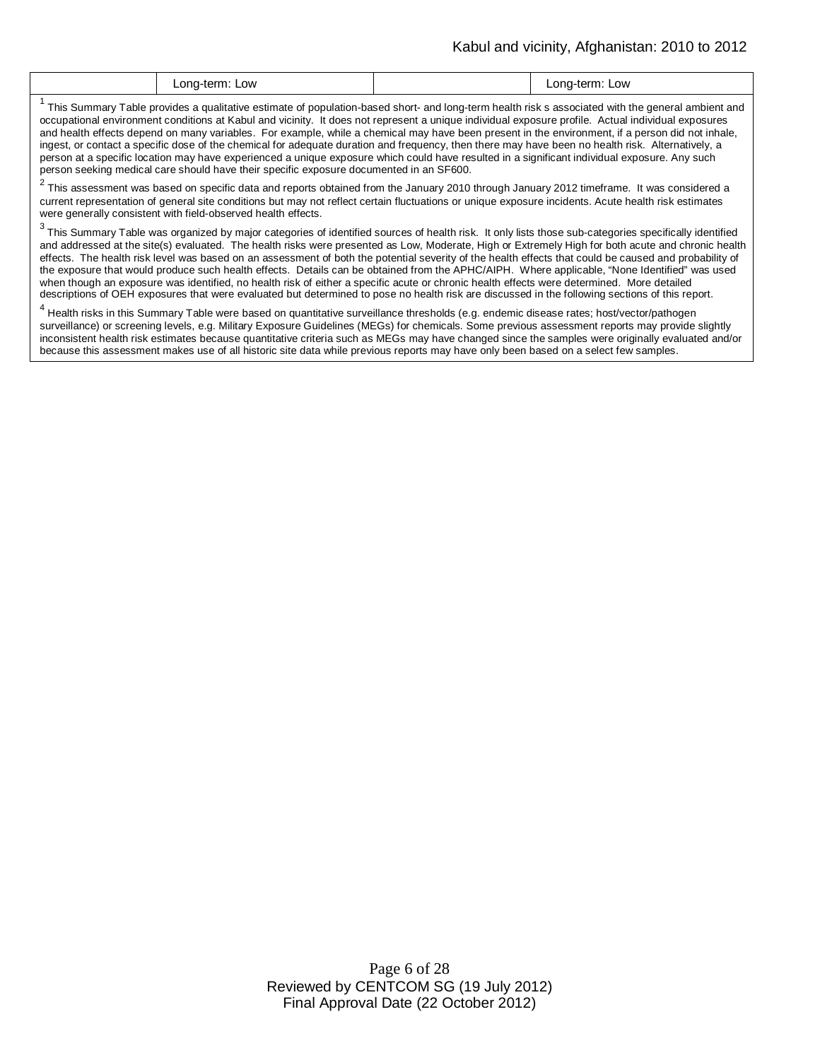| | Long-term: Low | | Long-term: Low |
|---|---|---|---|

[1] This Summary Table provides a qualitative estimate of population-based short- and long-term health risk s associated with the general ambient and occupational environment conditions at Kabul and vicinity. It does not represent a unique individual exposure profile. Actual individual exposures and health effects depend on many variables. For example, while a chemical may have been present in the environment, if a person did not inhale, ingest, or contact a specific dose of the chemical for adequate duration and frequency, then there may have been no health risk. Alternatively, a person at a specific location may have experienced a unique exposure which could have resulted in a significant individual exposure. Any such person seeking medical care should have their specific exposure documented in an SF600.

[2] This assessment was based on specific data and reports obtained from the January 2010 through January 2012 timeframe. It was considered a current representation of general site conditions but may not reflect certain fluctuations or unique exposure incidents. Acute health risk estimates were generally consistent with field-observed health effects.

[3] This Summary Table was organized by major categories of identified sources of health risk. It only lists those sub-categories specifically identified and addressed at the site(s) evaluated. The health risks were presented as Low, Moderate, High or Extremely High for both acute and chronic health effects. The health risk level was based on an assessment of both the potential severity of the health effects that could be caused and probability of the exposure that would produce such health effects. Details can be obtained from the APHC/AIPH. Where applicable, "None Identified" was used when though an exposure was identified, no health risk of either a specific acute or chronic health effects were determined. More detailed descriptions of OEH exposures that were evaluated but determined to pose no health risk are discussed in the following sections of this report.

[4] Health risks in this Summary Table were based on quantitative surveillance thresholds (e.g. endemic disease rates; host/vector/pathogen surveillance) or screening levels, e.g. Military Exposure Guidelines (MEGs) for chemicals. Some previous assessment reports may provide slightly inconsistent health risk estimates because quantitative criteria such as MEGs may have changed since the samples were originally evaluated and/or because this assessment makes use of all historic site data while previous reports may have only been based on a select few samples.

Reviewed by CENTCOM SG (19 July 2012)
Final Approval Date (22 October 2012)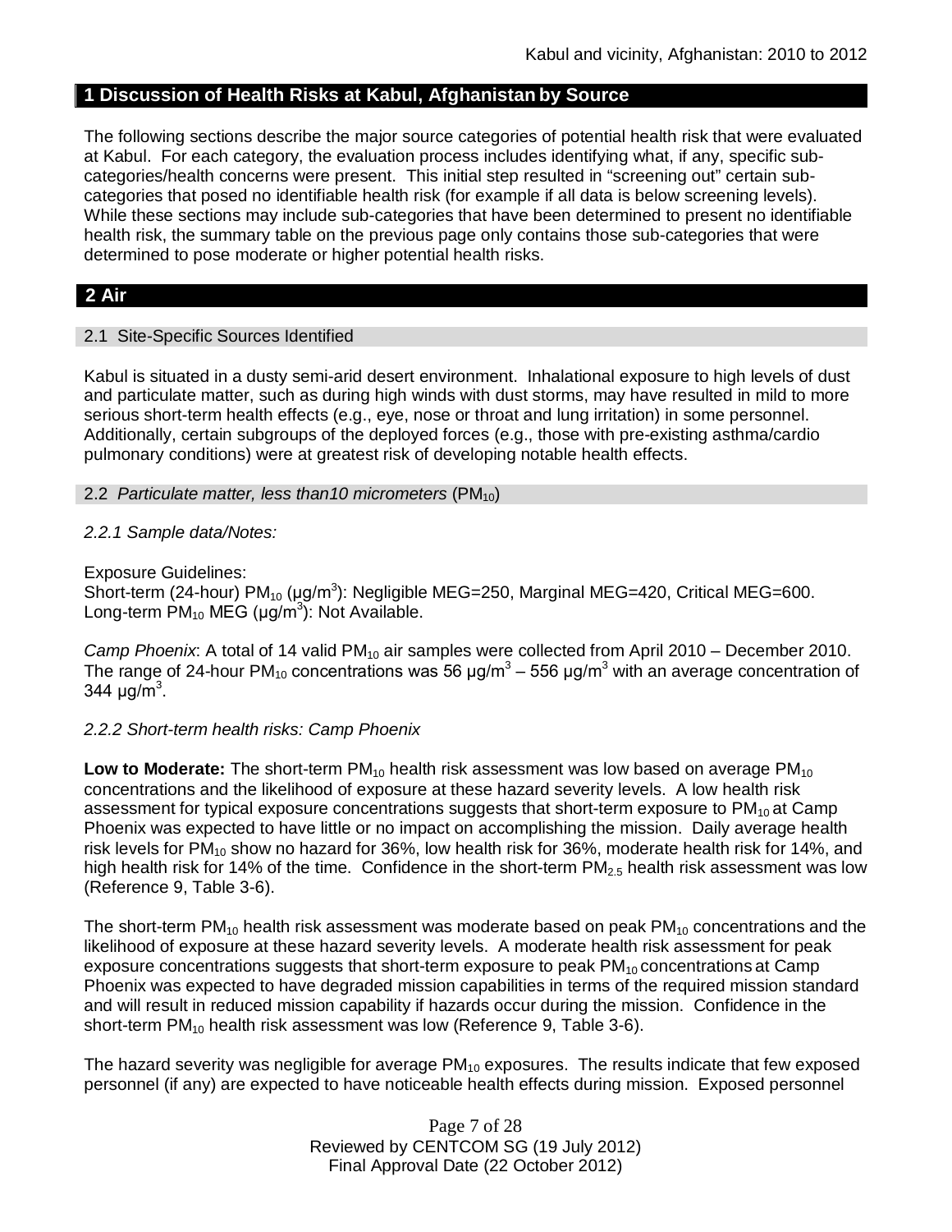## 1 Discussion of Health Risks at Kabul, Afghanistan by Source

The following sections describe the major source categories of potential health risk that were evaluated at Kabul. For each category, the evaluation process includes identifying what, if any, specific sub-categories/health concerns were present. This initial step resulted in "screening out" certain sub-categories that posed no identifiable health risk (for example if all data is below screening levels). While these sections may include sub-categories that have been determined to present no identifiable health risk, the summary table on the previous page only contains those sub-categories that were determined to pose moderate or higher potential health risks.

## 2 Air

### 2.1 Site-Specific Sources Identified

Kabul is situated in a dusty semi-arid desert environment. Inhalational exposure to high levels of dust and particulate matter, such as during high winds with dust storms, may have resulted in mild to more serious short-term health effects (e.g., eye, nose or throat and lung irritation) in some personnel. Additionally, certain subgroups of the deployed forces (e.g., those with pre-existing asthma/cardio pulmonary conditions) were at greatest risk of developing notable health effects.

### 2.2 *Particulate matter, less than10 micrometers* ($PM_{10}$)

#### *2.2.1 Sample data/Notes:*

Exposure Guidelines:
Short-term (24-hour) $PM_{10}$ ($\mu g/m^3$): Negligible MEG=250, Marginal MEG=420, Critical MEG=600.
Long-term $PM_{10}$ MEG ($\mu g/m^3$): Not Available.

*Camp Phoenix*: A total of 14 valid $PM_{10}$ air samples were collected from April 2010 – December 2010. The range of 24-hour $PM_{10}$ concentrations was 56 $\mu g/m^3$ – 556 $\mu g/m^3$ with an average concentration of 344 $\mu g/m^3$.

#### *2.2.2 Short-term health risks: Camp Phoenix*

**Low to Moderate:** The short-term $PM_{10}$ health risk assessment was low based on average $PM_{10}$ concentrations and the likelihood of exposure at these hazard severity levels. A low health risk assessment for typical exposure concentrations suggests that short-term exposure to $PM_{10}$ at Camp Phoenix was expected to have little or no impact on accomplishing the mission. Daily average health risk levels for $PM_{10}$ show no hazard for 36%, low health risk for 36%, moderate health risk for 14%, and high health risk for 14% of the time. Confidence in the short-term $PM_{2.5}$ health risk assessment was low (Reference 9, Table 3-6).

The short-term $PM_{10}$ health risk assessment was moderate based on peak $PM_{10}$ concentrations and the likelihood of exposure at these hazard severity levels. A moderate health risk assessment for peak exposure concentrations suggests that short-term exposure to peak $PM_{10}$ concentrations at Camp Phoenix was expected to have degraded mission capabilities in terms of the required mission standard and will result in reduced mission capability if hazards occur during the mission. Confidence in the short-term $PM_{10}$ health risk assessment was low (Reference 9, Table 3-6).

The hazard severity was negligible for average $PM_{10}$ exposures. The results indicate that few exposed personnel (if any) are expected to have noticeable health effects during mission. Exposed personnel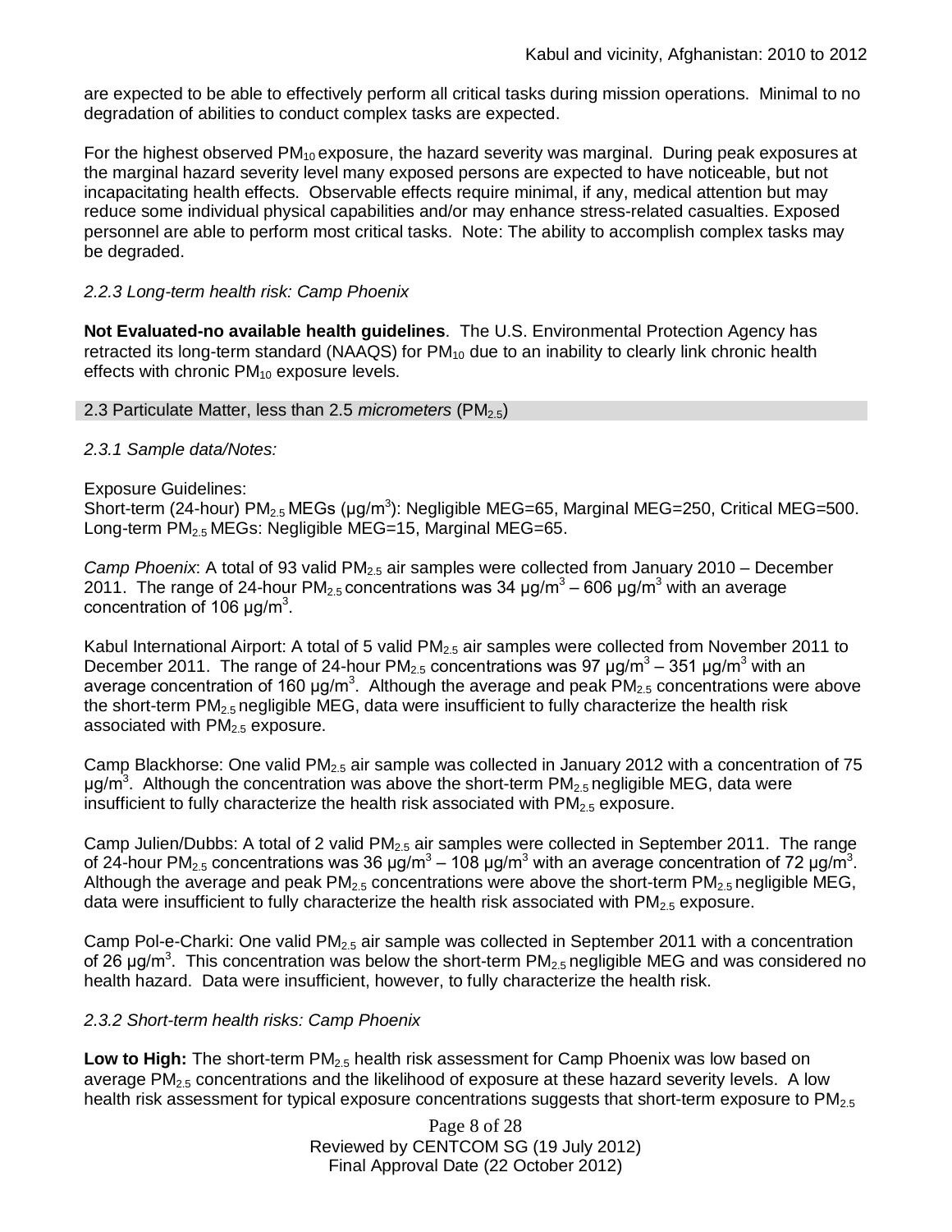are expected to be able to effectively perform all critical tasks during mission operations. Minimal to no degradation of abilities to conduct complex tasks are expected.

For the highest observed $PM_{10}$ exposure, the hazard severity was marginal. During peak exposures at the marginal hazard severity level many exposed persons are expected to have noticeable, but not incapacitating health effects. Observable effects require minimal, if any, medical attention but may reduce some individual physical capabilities and/or may enhance stress-related casualties. Exposed personnel are able to perform most critical tasks. Note: The ability to accomplish complex tasks may be degraded.

*2.2.3 Long-term health risk: Camp Phoenix*

**Not Evaluated-no available health guidelines**. The U.S. Environmental Protection Agency has retracted its long-term standard (NAAQS) for $PM_{10}$ due to an inability to clearly link chronic health effects with chronic $PM_{10}$ exposure levels.

### 2.3 Particulate Matter, less than 2.5 *micrometers* ($PM_{2.5}$)

*2.3.1 Sample data/Notes:*

Exposure Guidelines:
Short-term (24-hour) $PM_{2.5}$ MEGs (μg/m$^3$): Negligible MEG=65, Marginal MEG=250, Critical MEG=500.
Long-term $PM_{2.5}$ MEGs: Negligible MEG=15, Marginal MEG=65.

*Camp Phoenix*: A total of 93 valid $PM_{2.5}$ air samples were collected from January 2010 – December 2011. The range of 24-hour $PM_{2.5}$ concentrations was 34 μg/m$^3$ – 606 μg/m$^3$ with an average concentration of 106 μg/m$^3$.

Kabul International Airport: A total of 5 valid $PM_{2.5}$ air samples were collected from November 2011 to December 2011. The range of 24-hour $PM_{2.5}$ concentrations was 97 μg/m$^3$ – 351 μg/m$^3$ with an average concentration of 160 μg/m$^3$. Although the average and peak $PM_{2.5}$ concentrations were above the short-term $PM_{2.5}$ negligible MEG, data were insufficient to fully characterize the health risk associated with $PM_{2.5}$ exposure.

Camp Blackhorse: One valid $PM_{2.5}$ air sample was collected in January 2012 with a concentration of 75 μg/m$^3$. Although the concentration was above the short-term $PM_{2.5}$ negligible MEG, data were insufficient to fully characterize the health risk associated with $PM_{2.5}$ exposure.

Camp Julien/Dubbs: A total of 2 valid $PM_{2.5}$ air samples were collected in September 2011. The range of 24-hour $PM_{2.5}$ concentrations was 36 μg/m$^3$ – 108 μg/m$^3$ with an average concentration of 72 μg/m$^3$. Although the average and peak $PM_{2.5}$ concentrations were above the short-term $PM_{2.5}$ negligible MEG, data were insufficient to fully characterize the health risk associated with $PM_{2.5}$ exposure.

Camp Pol-e-Charki: One valid $PM_{2.5}$ air sample was collected in September 2011 with a concentration of 26 μg/m$^3$. This concentration was below the short-term $PM_{2.5}$ negligible MEG and was considered no health hazard. Data were insufficient, however, to fully characterize the health risk.

*2.3.2 Short-term health risks: Camp Phoenix*

**Low to High:** The short-term $PM_{2.5}$ health risk assessment for Camp Phoenix was low based on average $PM_{2.5}$ concentrations and the likelihood of exposure at these hazard severity levels. A low health risk assessment for typical exposure concentrations suggests that short-term exposure to $PM_{2.5}$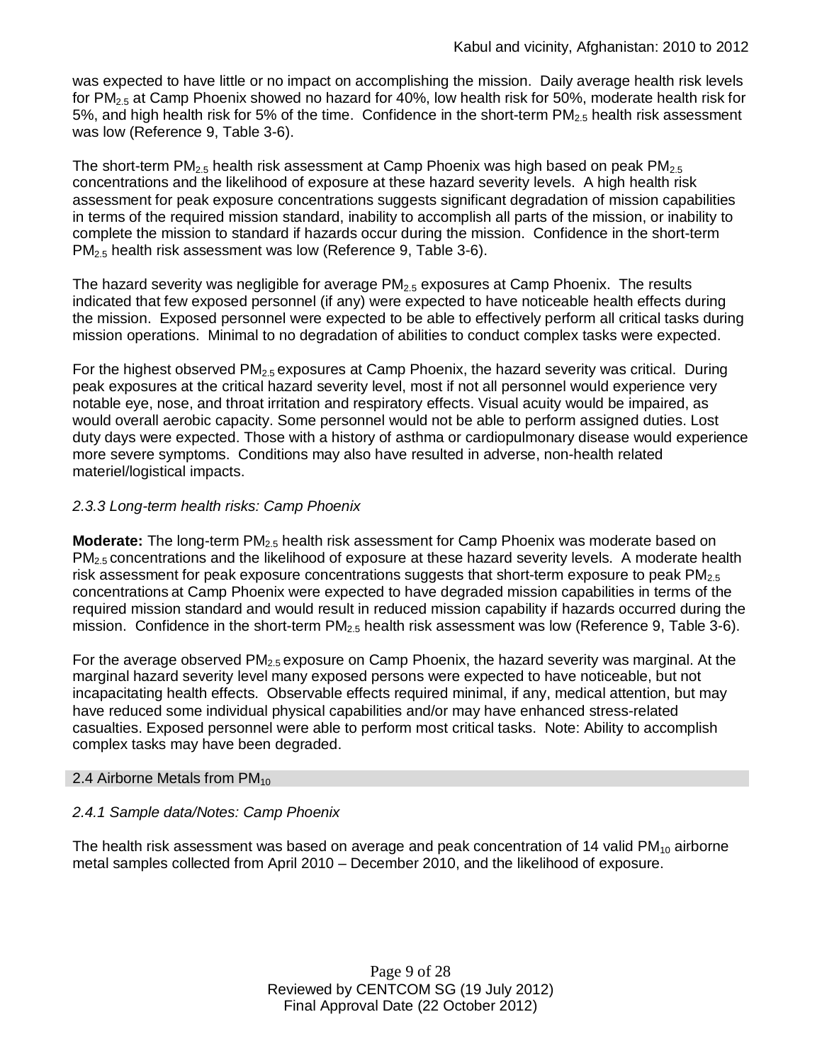was expected to have little or no impact on accomplishing the mission. Daily average health risk levels for $PM_{2.5}$ at Camp Phoenix showed no hazard for 40%, low health risk for 50%, moderate health risk for 5%, and high health risk for 5% of the time. Confidence in the short-term $PM_{2.5}$ health risk assessment was low (Reference 9, Table 3-6).

The short-term $PM_{2.5}$ health risk assessment at Camp Phoenix was high based on peak $PM_{2.5}$ concentrations and the likelihood of exposure at these hazard severity levels. A high health risk assessment for peak exposure concentrations suggests significant degradation of mission capabilities in terms of the required mission standard, inability to accomplish all parts of the mission, or inability to complete the mission to standard if hazards occur during the mission. Confidence in the short-term $PM_{2.5}$ health risk assessment was low (Reference 9, Table 3-6).

The hazard severity was negligible for average $PM_{2.5}$ exposures at Camp Phoenix. The results indicated that few exposed personnel (if any) were expected to have noticeable health effects during the mission. Exposed personnel were expected to be able to effectively perform all critical tasks during mission operations. Minimal to no degradation of abilities to conduct complex tasks were expected.

For the highest observed $PM_{2.5}$ exposures at Camp Phoenix, the hazard severity was critical. During peak exposures at the critical hazard severity level, most if not all personnel would experience very notable eye, nose, and throat irritation and respiratory effects. Visual acuity would be impaired, as would overall aerobic capacity. Some personnel would not be able to perform assigned duties. Lost duty days were expected. Those with a history of asthma or cardiopulmonary disease would experience more severe symptoms. Conditions may also have resulted in adverse, non-health related materiel/logistical impacts.

### *2.3.3 Long-term health risks: Camp Phoenix*

**Moderate:** The long-term $PM_{2.5}$ health risk assessment for Camp Phoenix was moderate based on $PM_{2.5}$ concentrations and the likelihood of exposure at these hazard severity levels. A moderate health risk assessment for peak exposure concentrations suggests that short-term exposure to peak $PM_{2.5}$ concentrations at Camp Phoenix were expected to have degraded mission capabilities in terms of the required mission standard and would result in reduced mission capability if hazards occurred during the mission. Confidence in the short-term $PM_{2.5}$ health risk assessment was low (Reference 9, Table 3-6).

For the average observed $PM_{2.5}$ exposure on Camp Phoenix, the hazard severity was marginal. At the marginal hazard severity level many exposed persons were expected to have noticeable, but not incapacitating health effects. Observable effects required minimal, if any, medical attention, but may have reduced some individual physical capabilities and/or may have enhanced stress-related casualties. Exposed personnel were able to perform most critical tasks. Note: Ability to accomplish complex tasks may have been degraded.

## 2.4 Airborne Metals from $PM_{10}$

### *2.4.1 Sample data/Notes: Camp Phoenix*

The health risk assessment was based on average and peak concentration of 14 valid $PM_{10}$ airborne metal samples collected from April 2010 – December 2010, and the likelihood of exposure.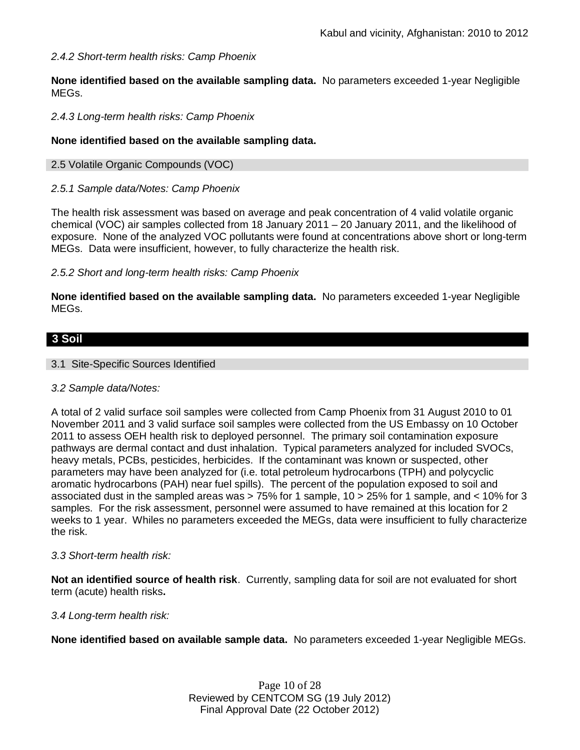*2.4.2 Short-term health risks: Camp Phoenix*

**None identified based on the available sampling data.** No parameters exceeded 1-year Negligible MEGs.

*2.4.3 Long-term health risks: Camp Phoenix*

**None identified based on the available sampling data.**

### 2.5 Volatile Organic Compounds (VOC)

*2.5.1 Sample data/Notes: Camp Phoenix*

The health risk assessment was based on average and peak concentration of 4 valid volatile organic chemical (VOC) air samples collected from 18 January 2011 – 20 January 2011, and the likelihood of exposure. None of the analyzed VOC pollutants were found at concentrations above short or long-term MEGs. Data were insufficient, however, to fully characterize the health risk.

*2.5.2 Short and long-term health risks: Camp Phoenix*

**None identified based on the available sampling data.** No parameters exceeded 1-year Negligible MEGs.

## 3 Soil

### 3.1 Site-Specific Sources Identified

*3.2 Sample data/Notes:*

A total of 2 valid surface soil samples were collected from Camp Phoenix from 31 August 2010 to 01 November 2011 and 3 valid surface soil samples were collected from the US Embassy on 10 October 2011 to assess OEH health risk to deployed personnel. The primary soil contamination exposure pathways are dermal contact and dust inhalation. Typical parameters analyzed for included SVOCs, heavy metals, PCBs, pesticides, herbicides. If the contaminant was known or suspected, other parameters may have been analyzed for (i.e. total petroleum hydrocarbons (TPH) and polycyclic aromatic hydrocarbons (PAH) near fuel spills). The percent of the population exposed to soil and associated dust in the sampled areas was > 75% for 1 sample, 10 > 25% for 1 sample, and < 10% for 3 samples. For the risk assessment, personnel were assumed to have remained at this location for 2 weeks to 1 year. Whiles no parameters exceeded the MEGs, data were insufficient to fully characterize the risk.

*3.3 Short-term health risk:*

**Not an identified source of health risk**. Currently, sampling data for soil are not evaluated for short term (acute) health risks**.**

*3.4 Long-term health risk:*

**None identified based on available sample data.** No parameters exceeded 1-year Negligible MEGs.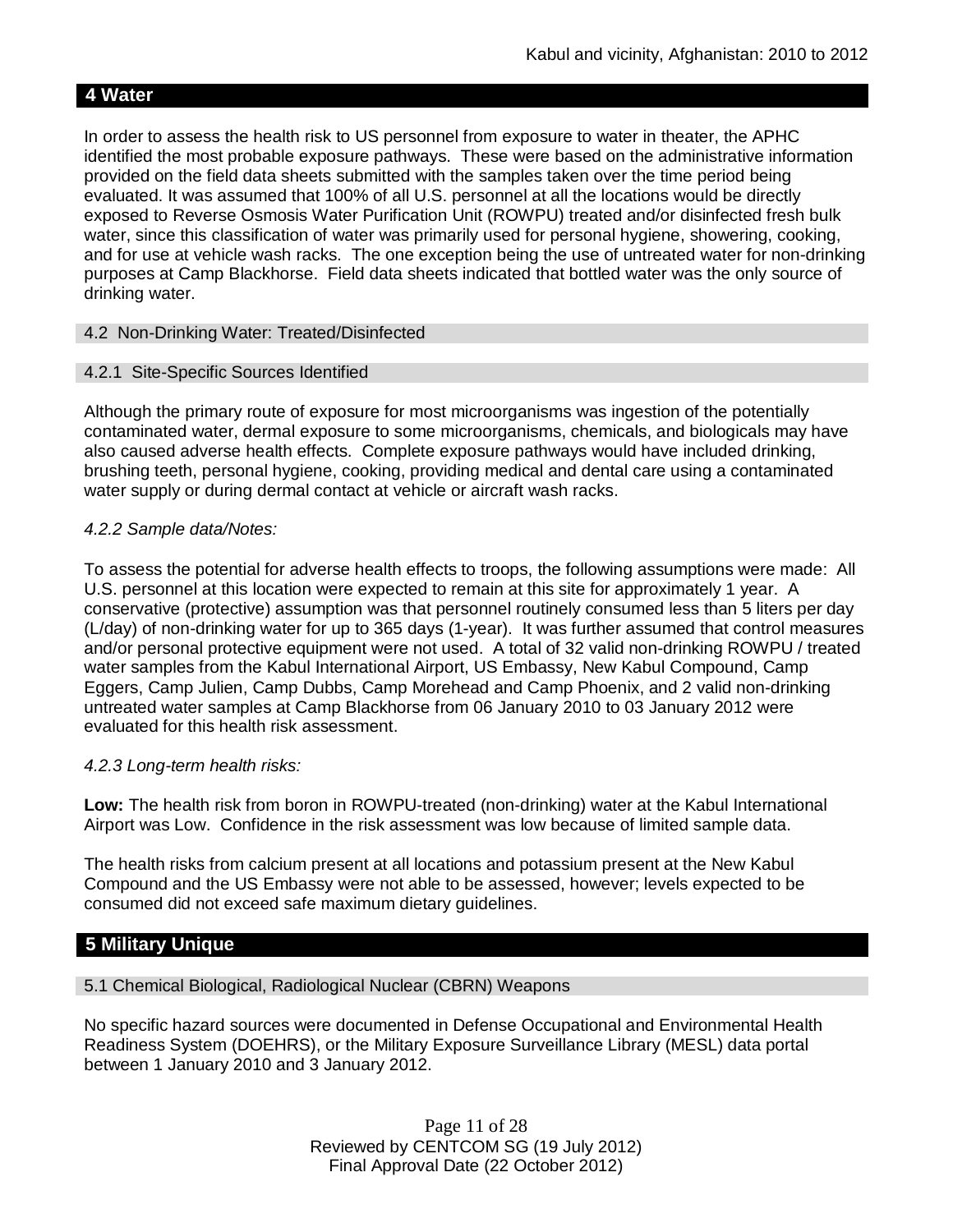## 4 Water

In order to assess the health risk to US personnel from exposure to water in theater, the APHC identified the most probable exposure pathways. These were based on the administrative information provided on the field data sheets submitted with the samples taken over the time period being evaluated. It was assumed that 100% of all U.S. personnel at all the locations would be directly exposed to Reverse Osmosis Water Purification Unit (ROWPU) treated and/or disinfected fresh bulk water, since this classification of water was primarily used for personal hygiene, showering, cooking, and for use at vehicle wash racks. The one exception being the use of untreated water for non-drinking purposes at Camp Blackhorse. Field data sheets indicated that bottled water was the only source of drinking water.

### 4.2 Non-Drinking Water: Treated/Disinfected

#### 4.2.1 Site-Specific Sources Identified

Although the primary route of exposure for most microorganisms was ingestion of the potentially contaminated water, dermal exposure to some microorganisms, chemicals, and biologicals may have also caused adverse health effects. Complete exposure pathways would have included drinking, brushing teeth, personal hygiene, cooking, providing medical and dental care using a contaminated water supply or during dermal contact at vehicle or aircraft wash racks.

#### *4.2.2 Sample data/Notes:*

To assess the potential for adverse health effects to troops, the following assumptions were made: All U.S. personnel at this location were expected to remain at this site for approximately 1 year. A conservative (protective) assumption was that personnel routinely consumed less than 5 liters per day (L/day) of non-drinking water for up to 365 days (1-year). It was further assumed that control measures and/or personal protective equipment were not used. A total of 32 valid non-drinking ROWPU / treated water samples from the Kabul International Airport, US Embassy, New Kabul Compound, Camp Eggers, Camp Julien, Camp Dubbs, Camp Morehead and Camp Phoenix, and 2 valid non-drinking untreated water samples at Camp Blackhorse from 06 January 2010 to 03 January 2012 were evaluated for this health risk assessment.

#### *4.2.3 Long-term health risks:*

**Low:** The health risk from boron in ROWPU-treated (non-drinking) water at the Kabul International Airport was Low. Confidence in the risk assessment was low because of limited sample data.

The health risks from calcium present at all locations and potassium present at the New Kabul Compound and the US Embassy were not able to be assessed, however; levels expected to be consumed did not exceed safe maximum dietary guidelines.

## 5 Military Unique

### 5.1 Chemical Biological, Radiological Nuclear (CBRN) Weapons

No specific hazard sources were documented in Defense Occupational and Environmental Health Readiness System (DOEHRS), or the Military Exposure Surveillance Library (MESL) data portal between 1 January 2010 and 3 January 2012.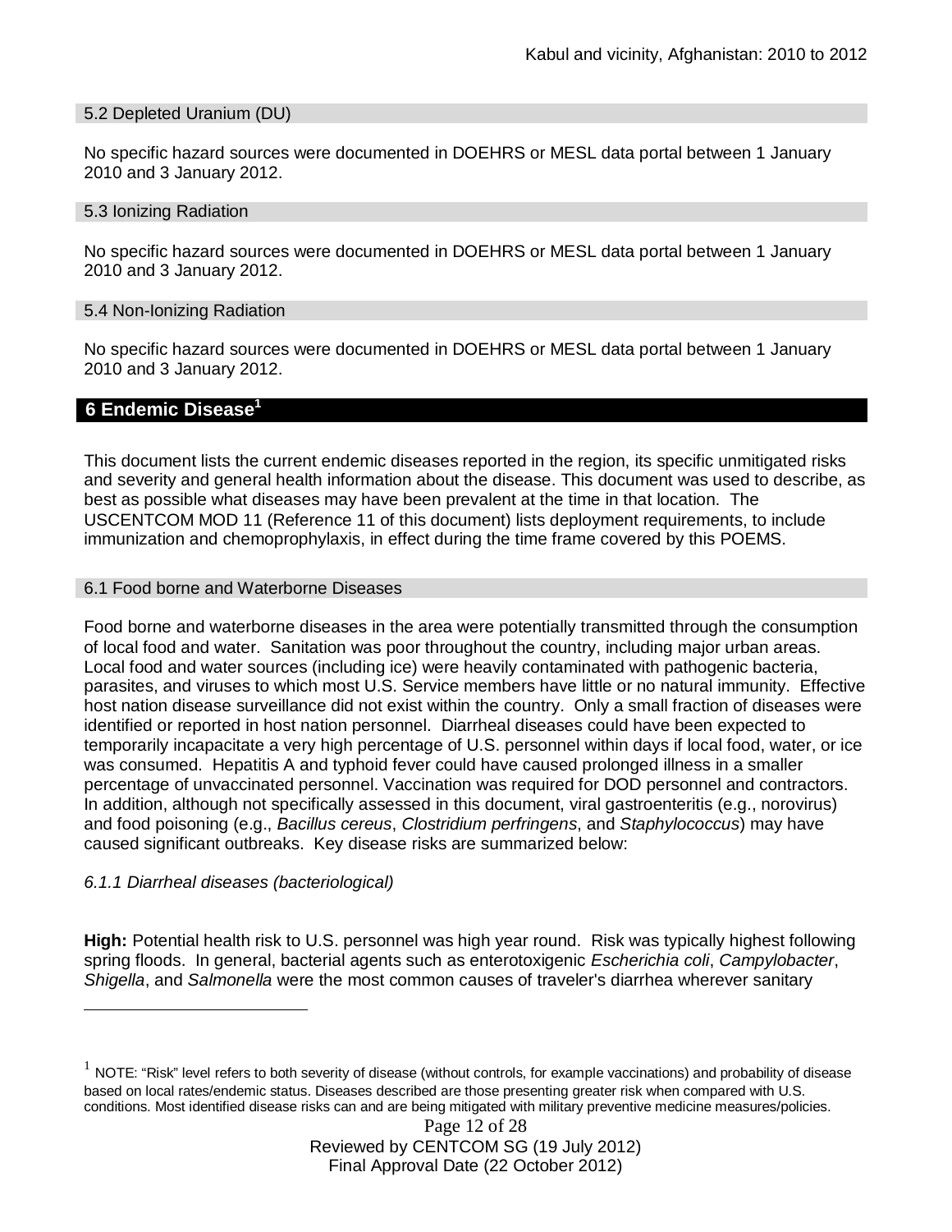### 5.2 Depleted Uranium (DU)

No specific hazard sources were documented in DOEHRS or MESL data portal between 1 January 2010 and 3 January 2012.

### 5.3 Ionizing Radiation

No specific hazard sources were documented in DOEHRS or MESL data portal between 1 January 2010 and 3 January 2012.

### 5.4 Non-Ionizing Radiation

No specific hazard sources were documented in DOEHRS or MESL data portal between 1 January 2010 and 3 January 2012.

## 6 Endemic Disease[1]

This document lists the current endemic diseases reported in the region, its specific unmitigated risks and severity and general health information about the disease. This document was used to describe, as best as possible what diseases may have been prevalent at the time in that location. The USCENTCOM MOD 11 (Reference 11 of this document) lists deployment requirements, to include immunization and chemoprophylaxis, in effect during the time frame covered by this POEMS.

### 6.1 Food borne and Waterborne Diseases

Food borne and waterborne diseases in the area were potentially transmitted through the consumption of local food and water. Sanitation was poor throughout the country, including major urban areas. Local food and water sources (including ice) were heavily contaminated with pathogenic bacteria, parasites, and viruses to which most U.S. Service members have little or no natural immunity. Effective host nation disease surveillance did not exist within the country. Only a small fraction of diseases were identified or reported in host nation personnel. Diarrheal diseases could have been expected to temporarily incapacitate a very high percentage of U.S. personnel within days if local food, water, or ice was consumed. Hepatitis A and typhoid fever could have caused prolonged illness in a smaller percentage of unvaccinated personnel. Vaccination was required for DOD personnel and contractors. In addition, although not specifically assessed in this document, viral gastroenteritis (e.g., norovirus) and food poisoning (e.g., *Bacillus cereus*, *Clostridium perfringens*, and *Staphylococcus*) may have caused significant outbreaks. Key disease risks are summarized below:

#### *6.1.1 Diarrheal diseases (bacteriological)*

**High:** Potential health risk to U.S. personnel was high year round. Risk was typically highest following spring floods. In general, bacterial agents such as enterotoxigenic *Escherichia coli*, *Campylobacter*, *Shigella*, and *Salmonella* were the most common causes of traveler's diarrhea wherever sanitary

[1] NOTE: "Risk" level refers to both severity of disease (without controls, for example vaccinations) and probability of disease based on local rates/endemic status. Diseases described are those presenting greater risk when compared with U.S. conditions. Most identified disease risks can and are being mitigated with military preventive medicine measures/policies.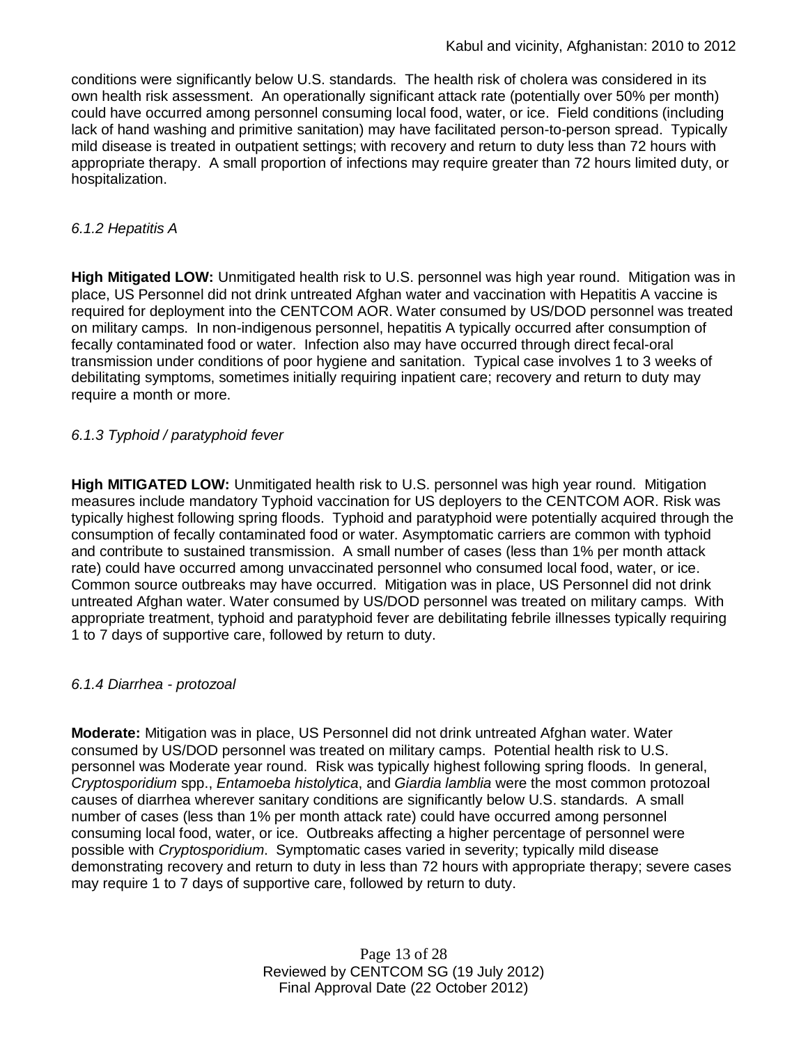conditions were significantly below U.S. standards. The health risk of cholera was considered in its own health risk assessment. An operationally significant attack rate (potentially over 50% per month) could have occurred among personnel consuming local food, water, or ice. Field conditions (including lack of hand washing and primitive sanitation) may have facilitated person-to-person spread. Typically mild disease is treated in outpatient settings; with recovery and return to duty less than 72 hours with appropriate therapy. A small proportion of infections may require greater than 72 hours limited duty, or hospitalization.

*6.1.2 Hepatitis A*

**High Mitigated LOW:** Unmitigated health risk to U.S. personnel was high year round. Mitigation was in place, US Personnel did not drink untreated Afghan water and vaccination with Hepatitis A vaccine is required for deployment into the CENTCOM AOR. Water consumed by US/DOD personnel was treated on military camps. In non-indigenous personnel, hepatitis A typically occurred after consumption of fecally contaminated food or water. Infection also may have occurred through direct fecal-oral transmission under conditions of poor hygiene and sanitation. Typical case involves 1 to 3 weeks of debilitating symptoms, sometimes initially requiring inpatient care; recovery and return to duty may require a month or more.

*6.1.3 Typhoid / paratyphoid fever*

**High MITIGATED LOW:** Unmitigated health risk to U.S. personnel was high year round. Mitigation measures include mandatory Typhoid vaccination for US deployers to the CENTCOM AOR. Risk was typically highest following spring floods. Typhoid and paratyphoid were potentially acquired through the consumption of fecally contaminated food or water. Asymptomatic carriers are common with typhoid and contribute to sustained transmission. A small number of cases (less than 1% per month attack rate) could have occurred among unvaccinated personnel who consumed local food, water, or ice. Common source outbreaks may have occurred. Mitigation was in place, US Personnel did not drink untreated Afghan water. Water consumed by US/DOD personnel was treated on military camps. With appropriate treatment, typhoid and paratyphoid fever are debilitating febrile illnesses typically requiring 1 to 7 days of supportive care, followed by return to duty.

*6.1.4 Diarrhea - protozoal*

**Moderate:** Mitigation was in place, US Personnel did not drink untreated Afghan water. Water consumed by US/DOD personnel was treated on military camps. Potential health risk to U.S. personnel was Moderate year round. Risk was typically highest following spring floods. In general, *Cryptosporidium* spp., *Entamoeba histolytica*, and *Giardia lamblia* were the most common protozoal causes of diarrhea wherever sanitary conditions are significantly below U.S. standards. A small number of cases (less than 1% per month attack rate) could have occurred among personnel consuming local food, water, or ice. Outbreaks affecting a higher percentage of personnel were possible with *Cryptosporidium*. Symptomatic cases varied in severity; typically mild disease demonstrating recovery and return to duty in less than 72 hours with appropriate therapy; severe cases may require 1 to 7 days of supportive care, followed by return to duty.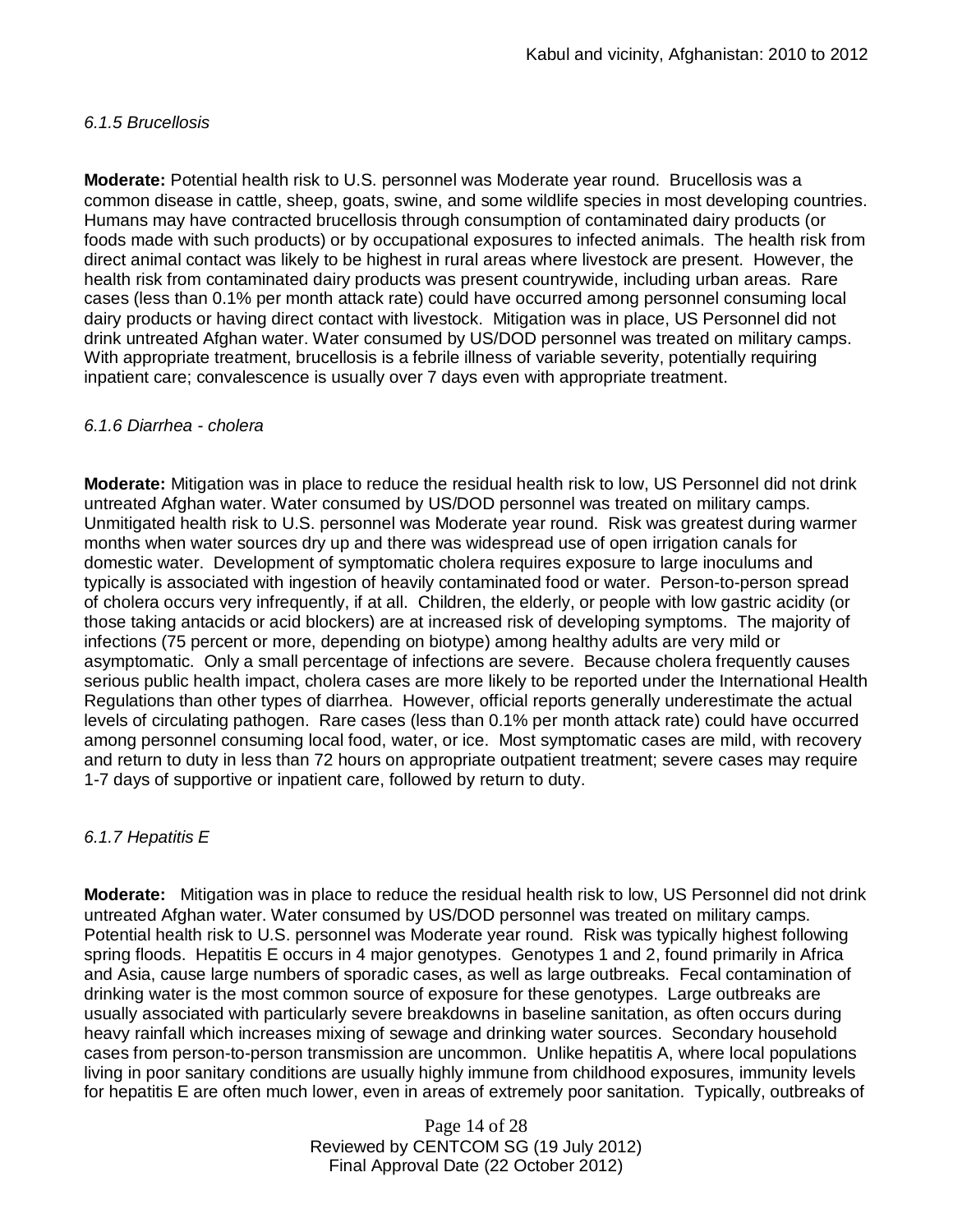### *6.1.5 Brucellosis*

**Moderate:** Potential health risk to U.S. personnel was Moderate year round. Brucellosis was a common disease in cattle, sheep, goats, swine, and some wildlife species in most developing countries. Humans may have contracted brucellosis through consumption of contaminated dairy products (or foods made with such products) or by occupational exposures to infected animals. The health risk from direct animal contact was likely to be highest in rural areas where livestock are present. However, the health risk from contaminated dairy products was present countrywide, including urban areas. Rare cases (less than 0.1% per month attack rate) could have occurred among personnel consuming local dairy products or having direct contact with livestock. Mitigation was in place, US Personnel did not drink untreated Afghan water. Water consumed by US/DOD personnel was treated on military camps. With appropriate treatment, brucellosis is a febrile illness of variable severity, potentially requiring inpatient care; convalescence is usually over 7 days even with appropriate treatment.

### *6.1.6 Diarrhea - cholera*

**Moderate:** Mitigation was in place to reduce the residual health risk to low, US Personnel did not drink untreated Afghan water. Water consumed by US/DOD personnel was treated on military camps. Unmitigated health risk to U.S. personnel was Moderate year round. Risk was greatest during warmer months when water sources dry up and there was widespread use of open irrigation canals for domestic water. Development of symptomatic cholera requires exposure to large inoculums and typically is associated with ingestion of heavily contaminated food or water. Person-to-person spread of cholera occurs very infrequently, if at all. Children, the elderly, or people with low gastric acidity (or those taking antacids or acid blockers) are at increased risk of developing symptoms. The majority of infections (75 percent or more, depending on biotype) among healthy adults are very mild or asymptomatic. Only a small percentage of infections are severe. Because cholera frequently causes serious public health impact, cholera cases are more likely to be reported under the International Health Regulations than other types of diarrhea. However, official reports generally underestimate the actual levels of circulating pathogen. Rare cases (less than 0.1% per month attack rate) could have occurred among personnel consuming local food, water, or ice. Most symptomatic cases are mild, with recovery and return to duty in less than 72 hours on appropriate outpatient treatment; severe cases may require 1-7 days of supportive or inpatient care, followed by return to duty.

### *6.1.7 Hepatitis E*

**Moderate:** Mitigation was in place to reduce the residual health risk to low, US Personnel did not drink untreated Afghan water. Water consumed by US/DOD personnel was treated on military camps. Potential health risk to U.S. personnel was Moderate year round. Risk was typically highest following spring floods. Hepatitis E occurs in 4 major genotypes. Genotypes 1 and 2, found primarily in Africa and Asia, cause large numbers of sporadic cases, as well as large outbreaks. Fecal contamination of drinking water is the most common source of exposure for these genotypes. Large outbreaks are usually associated with particularly severe breakdowns in baseline sanitation, as often occurs during heavy rainfall which increases mixing of sewage and drinking water sources. Secondary household cases from person-to-person transmission are uncommon. Unlike hepatitis A, where local populations living in poor sanitary conditions are usually highly immune from childhood exposures, immunity levels for hepatitis E are often much lower, even in areas of extremely poor sanitation. Typically, outbreaks of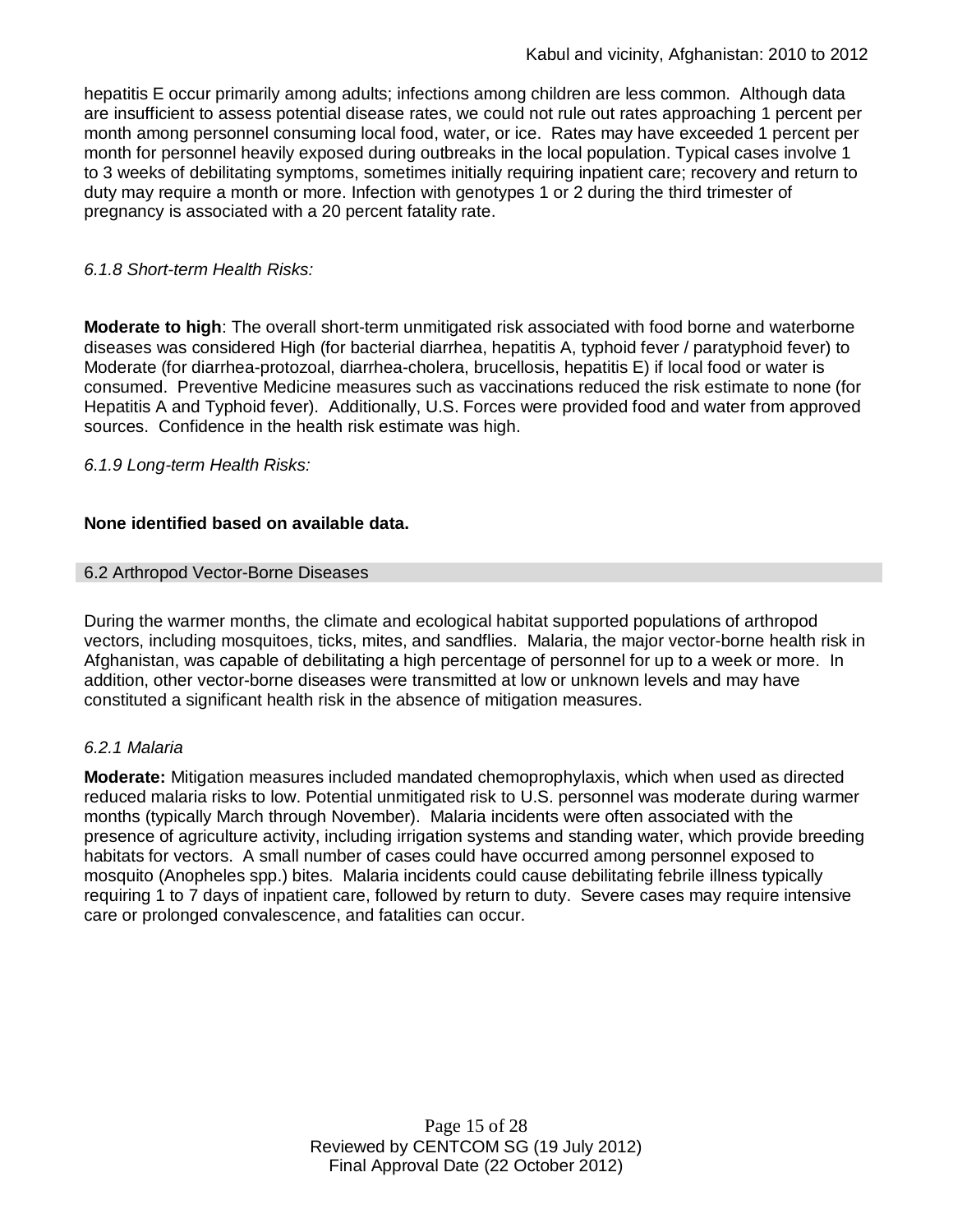hepatitis E occur primarily among adults; infections among children are less common. Although data are insufficient to assess potential disease rates, we could not rule out rates approaching 1 percent per month among personnel consuming local food, water, or ice. Rates may have exceeded 1 percent per month for personnel heavily exposed during outbreaks in the local population. Typical cases involve 1 to 3 weeks of debilitating symptoms, sometimes initially requiring inpatient care; recovery and return to duty may require a month or more. Infection with genotypes 1 or 2 during the third trimester of pregnancy is associated with a 20 percent fatality rate.

*6.1.8 Short-term Health Risks:*

**Moderate to high**: The overall short-term unmitigated risk associated with food borne and waterborne diseases was considered High (for bacterial diarrhea, hepatitis A, typhoid fever / paratyphoid fever) to Moderate (for diarrhea-protozoal, diarrhea-cholera, brucellosis, hepatitis E) if local food or water is consumed. Preventive Medicine measures such as vaccinations reduced the risk estimate to none (for Hepatitis A and Typhoid fever). Additionally, U.S. Forces were provided food and water from approved sources. Confidence in the health risk estimate was high.

*6.1.9 Long-term Health Risks:*

**None identified based on available data.**

## 6.2 Arthropod Vector-Borne Diseases

During the warmer months, the climate and ecological habitat supported populations of arthropod vectors, including mosquitoes, ticks, mites, and sandflies. Malaria, the major vector-borne health risk in Afghanistan, was capable of debilitating a high percentage of personnel for up to a week or more. In addition, other vector-borne diseases were transmitted at low or unknown levels and may have constituted a significant health risk in the absence of mitigation measures.

*6.2.1 Malaria*

**Moderate:** Mitigation measures included mandated chemoprophylaxis, which when used as directed reduced malaria risks to low. Potential unmitigated risk to U.S. personnel was moderate during warmer months (typically March through November). Malaria incidents were often associated with the presence of agriculture activity, including irrigation systems and standing water, which provide breeding habitats for vectors. A small number of cases could have occurred among personnel exposed to mosquito (Anopheles spp.) bites. Malaria incidents could cause debilitating febrile illness typically requiring 1 to 7 days of inpatient care, followed by return to duty. Severe cases may require intensive care or prolonged convalescence, and fatalities can occur.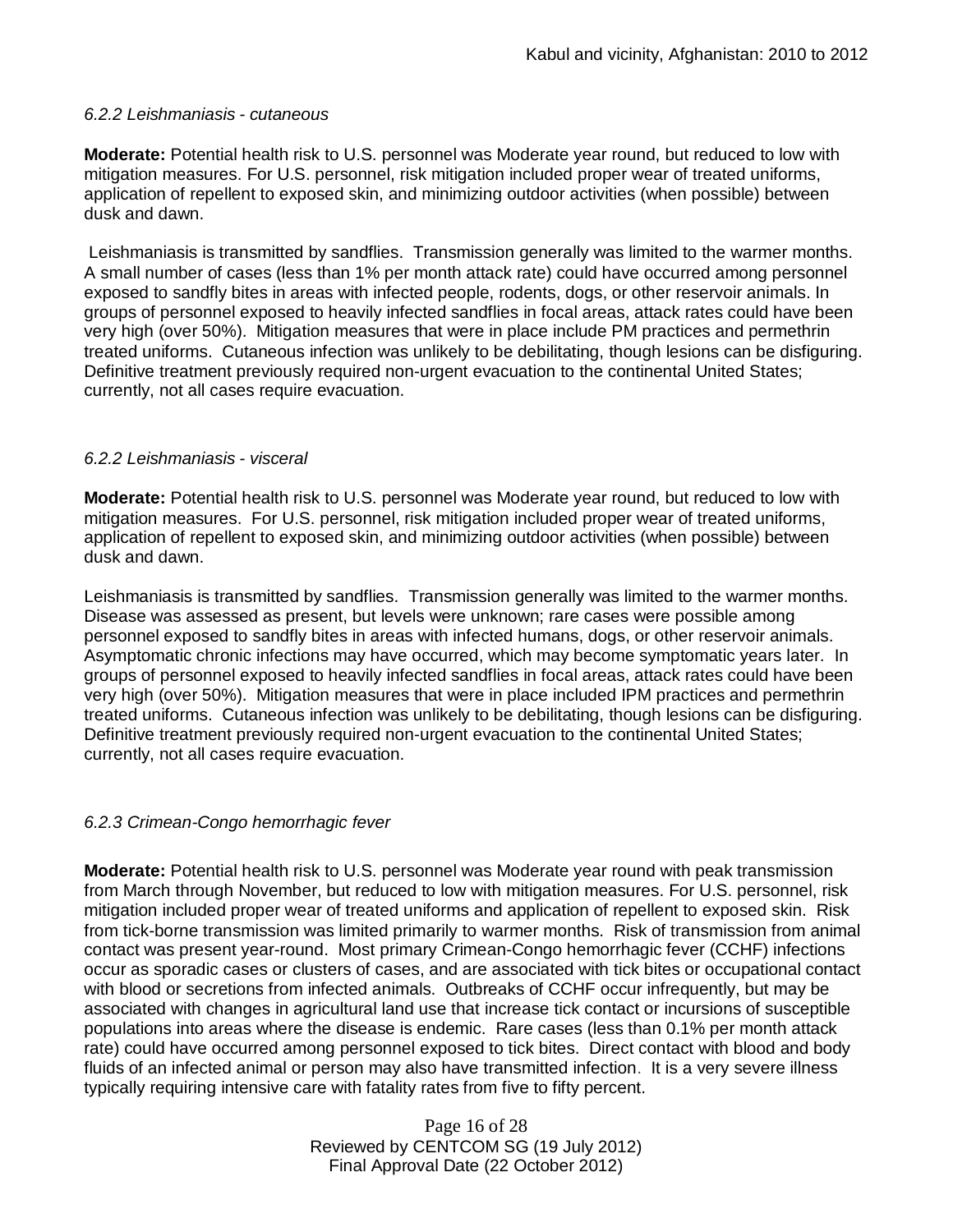*6.2.2 Leishmaniasis - cutaneous*

**Moderate:** Potential health risk to U.S. personnel was Moderate year round, but reduced to low with mitigation measures. For U.S. personnel, risk mitigation included proper wear of treated uniforms, application of repellent to exposed skin, and minimizing outdoor activities (when possible) between dusk and dawn.

Leishmaniasis is transmitted by sandflies. Transmission generally was limited to the warmer months. A small number of cases (less than 1% per month attack rate) could have occurred among personnel exposed to sandfly bites in areas with infected people, rodents, dogs, or other reservoir animals. In groups of personnel exposed to heavily infected sandflies in focal areas, attack rates could have been very high (over 50%). Mitigation measures that were in place include PM practices and permethrin treated uniforms. Cutaneous infection was unlikely to be debilitating, though lesions can be disfiguring. Definitive treatment previously required non-urgent evacuation to the continental United States; currently, not all cases require evacuation.

*6.2.2 Leishmaniasis - visceral*

**Moderate:** Potential health risk to U.S. personnel was Moderate year round, but reduced to low with mitigation measures. For U.S. personnel, risk mitigation included proper wear of treated uniforms, application of repellent to exposed skin, and minimizing outdoor activities (when possible) between dusk and dawn.

Leishmaniasis is transmitted by sandflies. Transmission generally was limited to the warmer months. Disease was assessed as present, but levels were unknown; rare cases were possible among personnel exposed to sandfly bites in areas with infected humans, dogs, or other reservoir animals. Asymptomatic chronic infections may have occurred, which may become symptomatic years later. In groups of personnel exposed to heavily infected sandflies in focal areas, attack rates could have been very high (over 50%). Mitigation measures that were in place included IPM practices and permethrin treated uniforms. Cutaneous infection was unlikely to be debilitating, though lesions can be disfiguring. Definitive treatment previously required non-urgent evacuation to the continental United States; currently, not all cases require evacuation.

*6.2.3 Crimean-Congo hemorrhagic fever*

**Moderate:** Potential health risk to U.S. personnel was Moderate year round with peak transmission from March through November, but reduced to low with mitigation measures. For U.S. personnel, risk mitigation included proper wear of treated uniforms and application of repellent to exposed skin. Risk from tick-borne transmission was limited primarily to warmer months. Risk of transmission from animal contact was present year-round. Most primary Crimean-Congo hemorrhagic fever (CCHF) infections occur as sporadic cases or clusters of cases, and are associated with tick bites or occupational contact with blood or secretions from infected animals. Outbreaks of CCHF occur infrequently, but may be associated with changes in agricultural land use that increase tick contact or incursions of susceptible populations into areas where the disease is endemic. Rare cases (less than 0.1% per month attack rate) could have occurred among personnel exposed to tick bites. Direct contact with blood and body fluids of an infected animal or person may also have transmitted infection. It is a very severe illness typically requiring intensive care with fatality rates from five to fifty percent.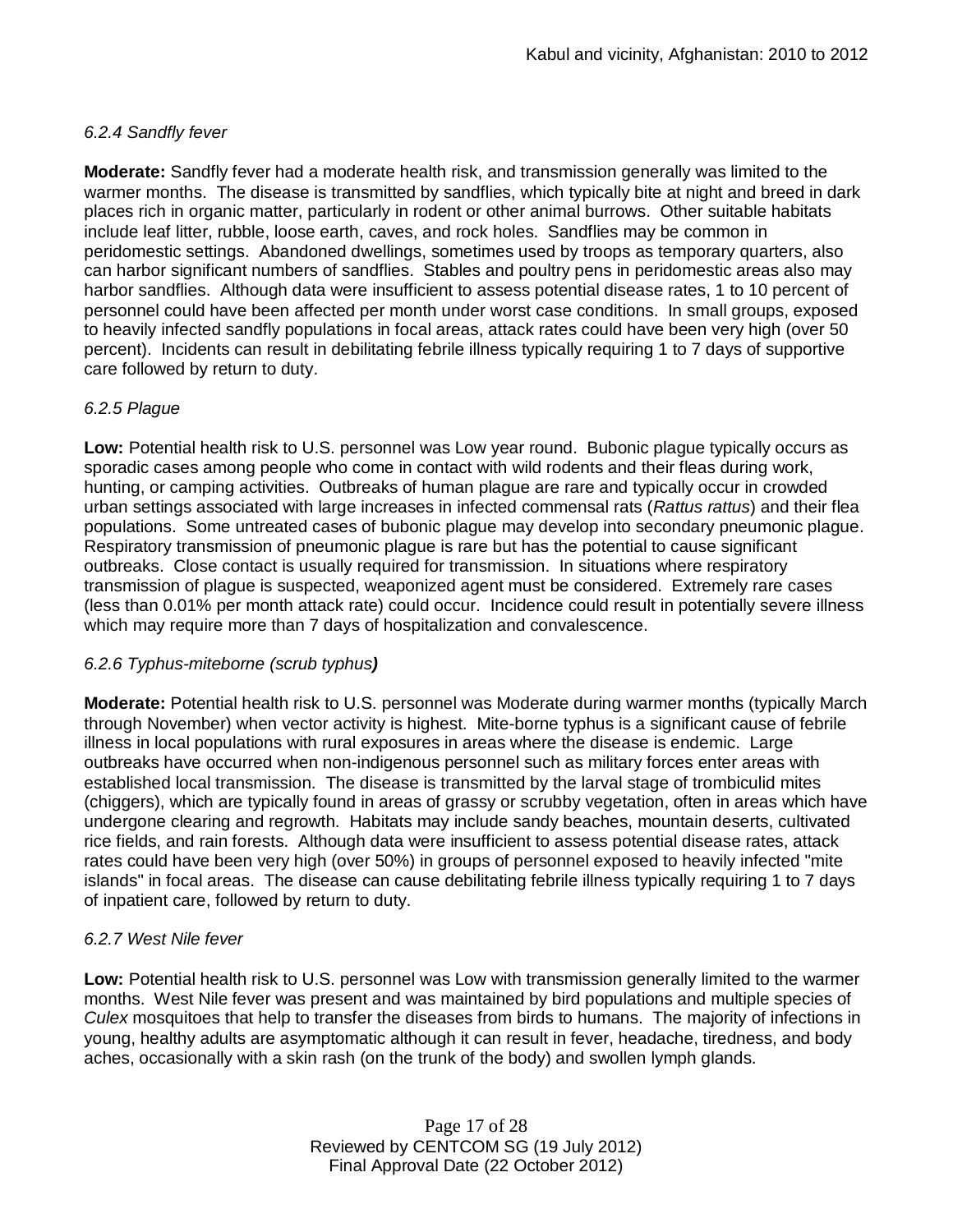*6.2.4 Sandfly fever*

**Moderate:** Sandfly fever had a moderate health risk, and transmission generally was limited to the warmer months. The disease is transmitted by sandflies, which typically bite at night and breed in dark places rich in organic matter, particularly in rodent or other animal burrows. Other suitable habitats include leaf litter, rubble, loose earth, caves, and rock holes. Sandflies may be common in peridomestic settings. Abandoned dwellings, sometimes used by troops as temporary quarters, also can harbor significant numbers of sandflies. Stables and poultry pens in peridomestic areas also may harbor sandflies. Although data were insufficient to assess potential disease rates, 1 to 10 percent of personnel could have been affected per month under worst case conditions. In small groups, exposed to heavily infected sandfly populations in focal areas, attack rates could have been very high (over 50 percent). Incidents can result in debilitating febrile illness typically requiring 1 to 7 days of supportive care followed by return to duty.

*6.2.5 Plague*

**Low:** Potential health risk to U.S. personnel was Low year round. Bubonic plague typically occurs as sporadic cases among people who come in contact with wild rodents and their fleas during work, hunting, or camping activities. Outbreaks of human plague are rare and typically occur in crowded urban settings associated with large increases in infected commensal rats (*Rattus rattus*) and their flea populations. Some untreated cases of bubonic plague may develop into secondary pneumonic plague. Respiratory transmission of pneumonic plague is rare but has the potential to cause significant outbreaks. Close contact is usually required for transmission. In situations where respiratory transmission of plague is suspected, weaponized agent must be considered. Extremely rare cases (less than 0.01% per month attack rate) could occur. Incidence could result in potentially severe illness which may require more than 7 days of hospitalization and convalescence.

*6.2.6 Typhus-miteborne (scrub typhus)*

**Moderate:** Potential health risk to U.S. personnel was Moderate during warmer months (typically March through November) when vector activity is highest. Mite-borne typhus is a significant cause of febrile illness in local populations with rural exposures in areas where the disease is endemic. Large outbreaks have occurred when non-indigenous personnel such as military forces enter areas with established local transmission. The disease is transmitted by the larval stage of trombiculid mites (chiggers), which are typically found in areas of grassy or scrubby vegetation, often in areas which have undergone clearing and regrowth. Habitats may include sandy beaches, mountain deserts, cultivated rice fields, and rain forests. Although data were insufficient to assess potential disease rates, attack rates could have been very high (over 50%) in groups of personnel exposed to heavily infected "mite islands" in focal areas. The disease can cause debilitating febrile illness typically requiring 1 to 7 days of inpatient care, followed by return to duty.

*6.2.7 West Nile fever*

**Low:** Potential health risk to U.S. personnel was Low with transmission generally limited to the warmer months. West Nile fever was present and was maintained by bird populations and multiple species of *Culex* mosquitoes that help to transfer the diseases from birds to humans. The majority of infections in young, healthy adults are asymptomatic although it can result in fever, headache, tiredness, and body aches, occasionally with a skin rash (on the trunk of the body) and swollen lymph glands.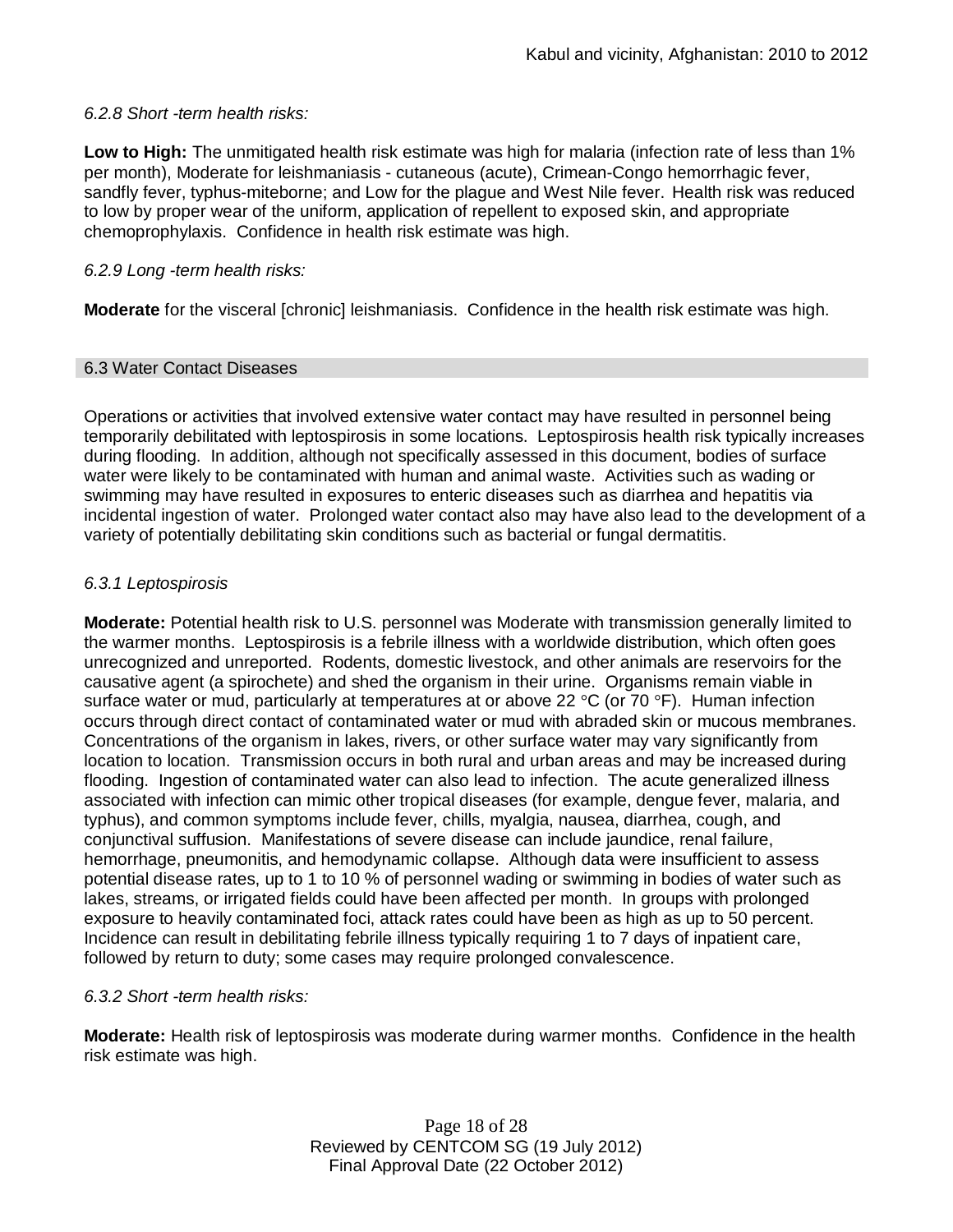*6.2.8 Short -term health risks:*

**Low to High:** The unmitigated health risk estimate was high for malaria (infection rate of less than 1% per month), Moderate for leishmaniasis - cutaneous (acute), Crimean-Congo hemorrhagic fever, sandfly fever, typhus-miteborne; and Low for the plague and West Nile fever. Health risk was reduced to low by proper wear of the uniform, application of repellent to exposed skin, and appropriate chemoprophylaxis. Confidence in health risk estimate was high.

*6.2.9 Long -term health risks:*

**Moderate** for the visceral [chronic] leishmaniasis. Confidence in the health risk estimate was high.

## 6.3 Water Contact Diseases

Operations or activities that involved extensive water contact may have resulted in personnel being temporarily debilitated with leptospirosis in some locations. Leptospirosis health risk typically increases during flooding. In addition, although not specifically assessed in this document, bodies of surface water were likely to be contaminated with human and animal waste. Activities such as wading or swimming may have resulted in exposures to enteric diseases such as diarrhea and hepatitis via incidental ingestion of water. Prolonged water contact also may have also lead to the development of a variety of potentially debilitating skin conditions such as bacterial or fungal dermatitis.

*6.3.1 Leptospirosis*

**Moderate:** Potential health risk to U.S. personnel was Moderate with transmission generally limited to the warmer months. Leptospirosis is a febrile illness with a worldwide distribution, which often goes unrecognized and unreported. Rodents, domestic livestock, and other animals are reservoirs for the causative agent (a spirochete) and shed the organism in their urine. Organisms remain viable in surface water or mud, particularly at temperatures at or above 22 °C (or 70 °F). Human infection occurs through direct contact of contaminated water or mud with abraded skin or mucous membranes. Concentrations of the organism in lakes, rivers, or other surface water may vary significantly from location to location. Transmission occurs in both rural and urban areas and may be increased during flooding. Ingestion of contaminated water can also lead to infection. The acute generalized illness associated with infection can mimic other tropical diseases (for example, dengue fever, malaria, and typhus), and common symptoms include fever, chills, myalgia, nausea, diarrhea, cough, and conjunctival suffusion. Manifestations of severe disease can include jaundice, renal failure, hemorrhage, pneumonitis, and hemodynamic collapse. Although data were insufficient to assess potential disease rates, up to 1 to 10 % of personnel wading or swimming in bodies of water such as lakes, streams, or irrigated fields could have been affected per month. In groups with prolonged exposure to heavily contaminated foci, attack rates could have been as high as up to 50 percent. Incidence can result in debilitating febrile illness typically requiring 1 to 7 days of inpatient care, followed by return to duty; some cases may require prolonged convalescence.

*6.3.2 Short -term health risks:*

**Moderate:** Health risk of leptospirosis was moderate during warmer months. Confidence in the health risk estimate was high.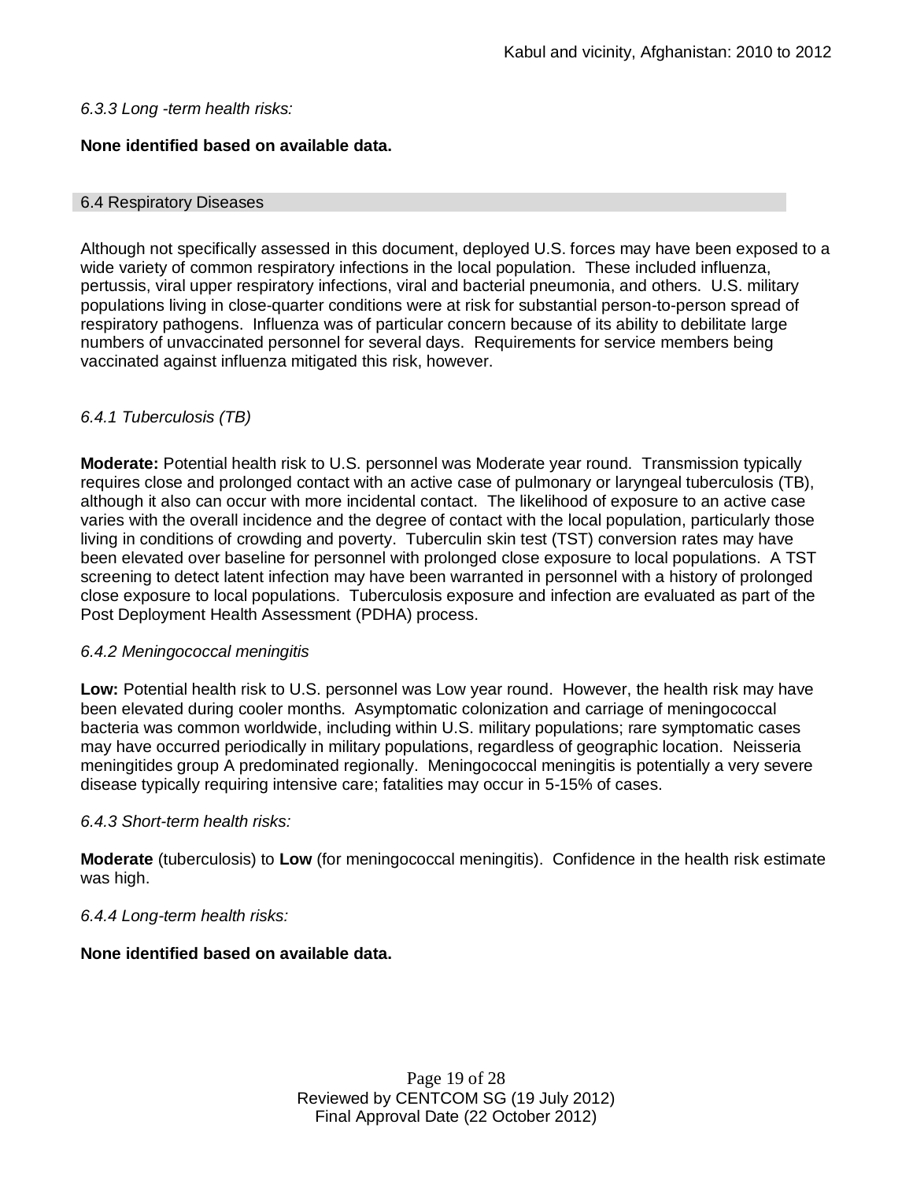*6.3.3 Long -term health risks:*

**None identified based on available data.**

## 6.4 Respiratory Diseases

Although not specifically assessed in this document, deployed U.S. forces may have been exposed to a wide variety of common respiratory infections in the local population. These included influenza, pertussis, viral upper respiratory infections, viral and bacterial pneumonia, and others. U.S. military populations living in close-quarter conditions were at risk for substantial person-to-person spread of respiratory pathogens. Influenza was of particular concern because of its ability to debilitate large numbers of unvaccinated personnel for several days. Requirements for service members being vaccinated against influenza mitigated this risk, however.

*6.4.1 Tuberculosis (TB)*

**Moderate:** Potential health risk to U.S. personnel was Moderate year round. Transmission typically requires close and prolonged contact with an active case of pulmonary or laryngeal tuberculosis (TB), although it also can occur with more incidental contact. The likelihood of exposure to an active case varies with the overall incidence and the degree of contact with the local population, particularly those living in conditions of crowding and poverty. Tuberculin skin test (TST) conversion rates may have been elevated over baseline for personnel with prolonged close exposure to local populations. A TST screening to detect latent infection may have been warranted in personnel with a history of prolonged close exposure to local populations. Tuberculosis exposure and infection are evaluated as part of the Post Deployment Health Assessment (PDHA) process.

*6.4.2 Meningococcal meningitis*

**Low:** Potential health risk to U.S. personnel was Low year round. However, the health risk may have been elevated during cooler months. Asymptomatic colonization and carriage of meningococcal bacteria was common worldwide, including within U.S. military populations; rare symptomatic cases may have occurred periodically in military populations, regardless of geographic location. Neisseria meningitides group A predominated regionally. Meningococcal meningitis is potentially a very severe disease typically requiring intensive care; fatalities may occur in 5-15% of cases.

*6.4.3 Short-term health risks:*

**Moderate** (tuberculosis) to **Low** (for meningococcal meningitis). Confidence in the health risk estimate was high.

*6.4.4 Long-term health risks:*

**None identified based on available data.**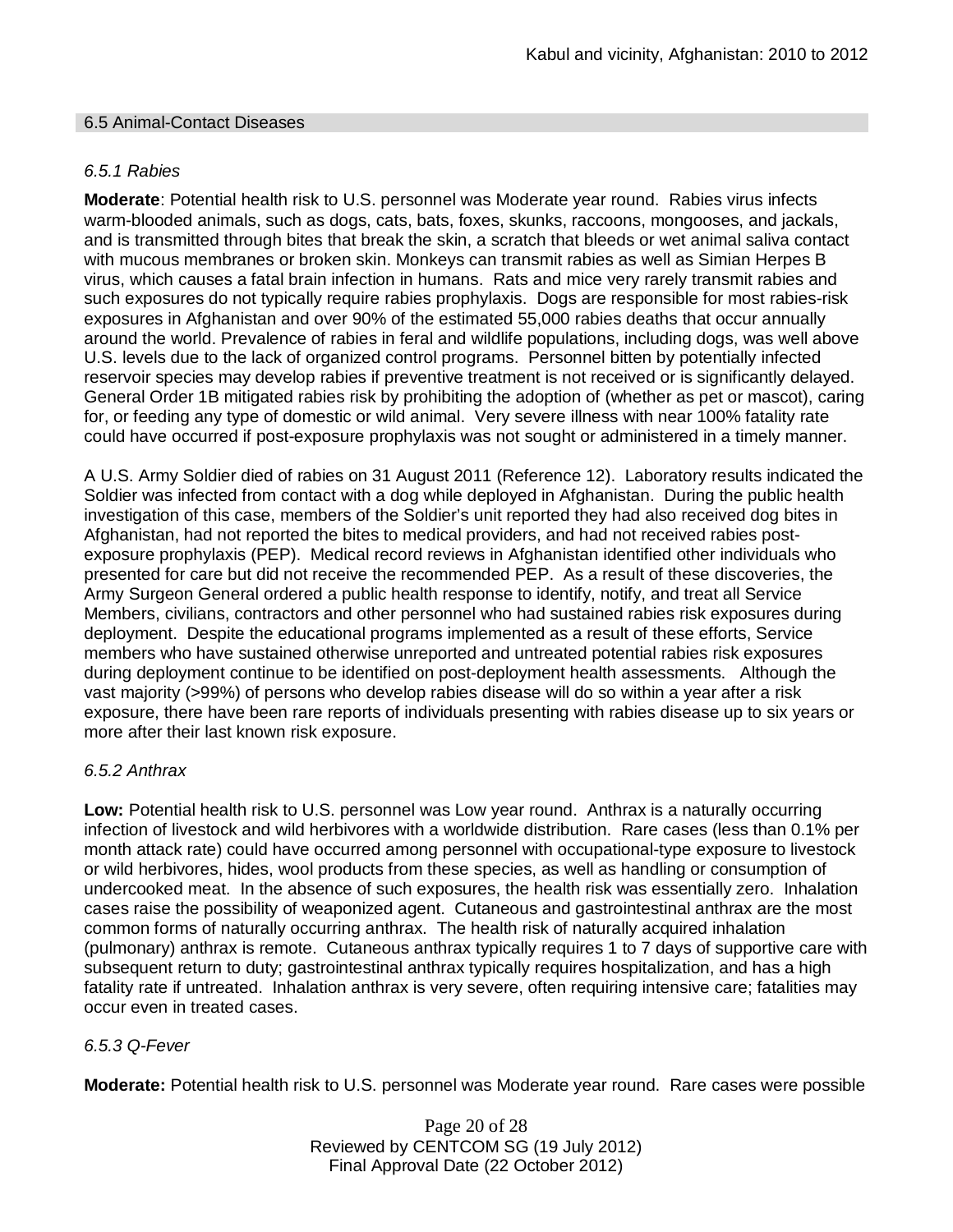## 6.5 Animal-Contact Diseases

### *6.5.1 Rabies*

**Moderate**: Potential health risk to U.S. personnel was Moderate year round. Rabies virus infects warm-blooded animals, such as dogs, cats, bats, foxes, skunks, raccoons, mongooses, and jackals, and is transmitted through bites that break the skin, a scratch that bleeds or wet animal saliva contact with mucous membranes or broken skin. Monkeys can transmit rabies as well as Simian Herpes B virus, which causes a fatal brain infection in humans. Rats and mice very rarely transmit rabies and such exposures do not typically require rabies prophylaxis. Dogs are responsible for most rabies-risk exposures in Afghanistan and over 90% of the estimated 55,000 rabies deaths that occur annually around the world. Prevalence of rabies in feral and wildlife populations, including dogs, was well above U.S. levels due to the lack of organized control programs. Personnel bitten by potentially infected reservoir species may develop rabies if preventive treatment is not received or is significantly delayed. General Order 1B mitigated rabies risk by prohibiting the adoption of (whether as pet or mascot), caring for, or feeding any type of domestic or wild animal. Very severe illness with near 100% fatality rate could have occurred if post-exposure prophylaxis was not sought or administered in a timely manner.

A U.S. Army Soldier died of rabies on 31 August 2011 (Reference 12). Laboratory results indicated the Soldier was infected from contact with a dog while deployed in Afghanistan. During the public health investigation of this case, members of the Soldier's unit reported they had also received dog bites in Afghanistan, had not reported the bites to medical providers, and had not received rabies post-exposure prophylaxis (PEP). Medical record reviews in Afghanistan identified other individuals who presented for care but did not receive the recommended PEP. As a result of these discoveries, the Army Surgeon General ordered a public health response to identify, notify, and treat all Service Members, civilians, contractors and other personnel who had sustained rabies risk exposures during deployment. Despite the educational programs implemented as a result of these efforts, Service members who have sustained otherwise unreported and untreated potential rabies risk exposures during deployment continue to be identified on post-deployment health assessments. Although the vast majority (>99%) of persons who develop rabies disease will do so within a year after a risk exposure, there have been rare reports of individuals presenting with rabies disease up to six years or more after their last known risk exposure.

### *6.5.2 Anthrax*

**Low:** Potential health risk to U.S. personnel was Low year round. Anthrax is a naturally occurring infection of livestock and wild herbivores with a worldwide distribution. Rare cases (less than 0.1% per month attack rate) could have occurred among personnel with occupational-type exposure to livestock or wild herbivores, hides, wool products from these species, as well as handling or consumption of undercooked meat. In the absence of such exposures, the health risk was essentially zero. Inhalation cases raise the possibility of weaponized agent. Cutaneous and gastrointestinal anthrax are the most common forms of naturally occurring anthrax. The health risk of naturally acquired inhalation (pulmonary) anthrax is remote. Cutaneous anthrax typically requires 1 to 7 days of supportive care with subsequent return to duty; gastrointestinal anthrax typically requires hospitalization, and has a high fatality rate if untreated. Inhalation anthrax is very severe, often requiring intensive care; fatalities may occur even in treated cases.

### *6.5.3 Q-Fever*

**Moderate:** Potential health risk to U.S. personnel was Moderate year round. Rare cases were possible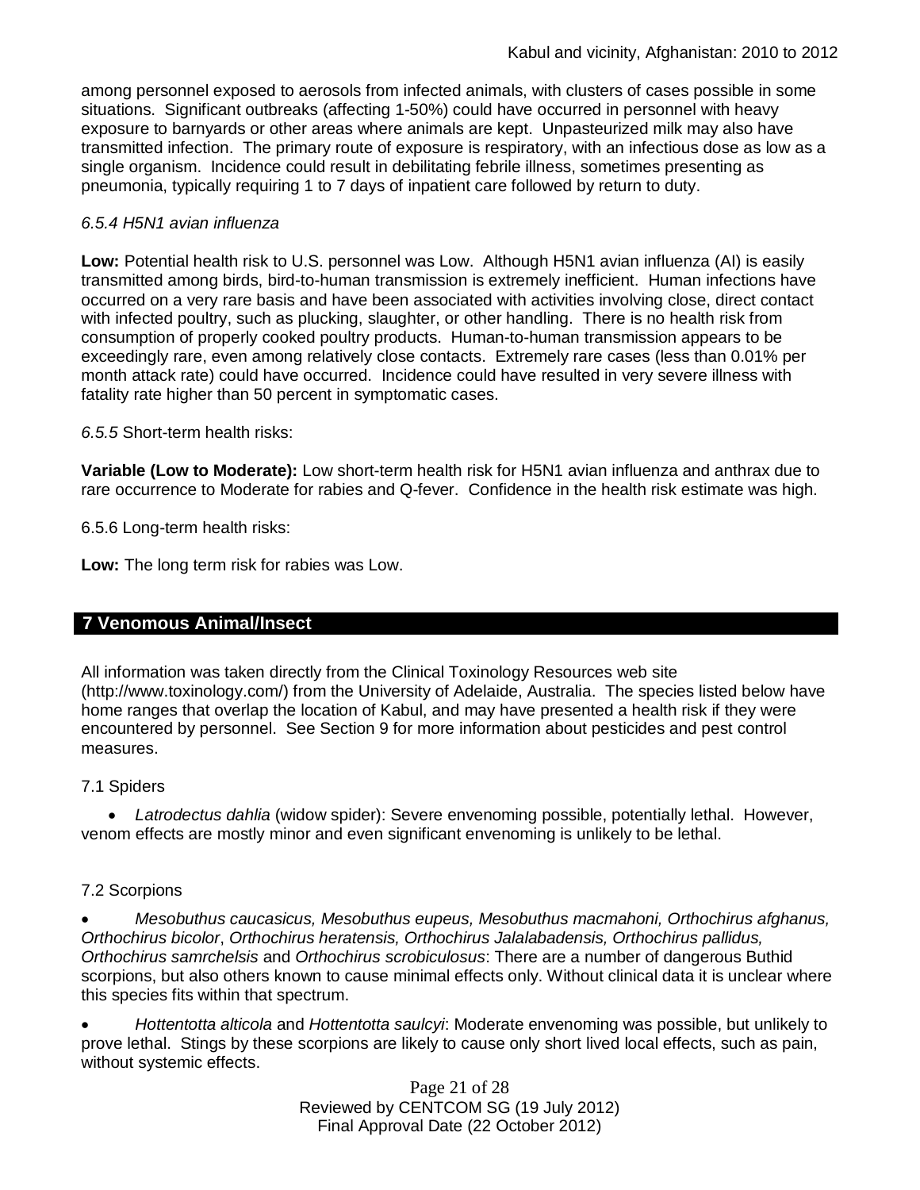among personnel exposed to aerosols from infected animals, with clusters of cases possible in some situations. Significant outbreaks (affecting 1-50%) could have occurred in personnel with heavy exposure to barnyards or other areas where animals are kept. Unpasteurized milk may also have transmitted infection. The primary route of exposure is respiratory, with an infectious dose as low as a single organism. Incidence could result in debilitating febrile illness, sometimes presenting as pneumonia, typically requiring 1 to 7 days of inpatient care followed by return to duty.

*6.5.4 H5N1 avian influenza*

**Low:** Potential health risk to U.S. personnel was Low. Although H5N1 avian influenza (AI) is easily transmitted among birds, bird-to-human transmission is extremely inefficient. Human infections have occurred on a very rare basis and have been associated with activities involving close, direct contact with infected poultry, such as plucking, slaughter, or other handling. There is no health risk from consumption of properly cooked poultry products. Human-to-human transmission appears to be exceedingly rare, even among relatively close contacts. Extremely rare cases (less than 0.01% per month attack rate) could have occurred. Incidence could have resulted in very severe illness with fatality rate higher than 50 percent in symptomatic cases.

*6.5.5* Short-term health risks:

**Variable (Low to Moderate):** Low short-term health risk for H5N1 avian influenza and anthrax due to rare occurrence to Moderate for rabies and Q-fever. Confidence in the health risk estimate was high.

6.5.6 Long-term health risks:

**Low:** The long term risk for rabies was Low.

## 7 Venomous Animal/Insect

All information was taken directly from the Clinical Toxinology Resources web site (http://www.toxinology.com/) from the University of Adelaide, Australia. The species listed below have home ranges that overlap the location of Kabul, and may have presented a health risk if they were encountered by personnel. See Section 9 for more information about pesticides and pest control measures.

7.1 Spiders

- *Latrodectus dahlia* (widow spider): Severe envenoming possible, potentially lethal. However, venom effects are mostly minor and even significant envenoming is unlikely to be lethal.

7.2 Scorpions

- *Mesobuthus caucasicus, Mesobuthus eupeus, Mesobuthus macmahoni, Orthochirus afghanus, Orthochirus bicolor*, *Orthochirus heratensis, Orthochirus Jalalabadensis, Orthochirus pallidus, Orthochirus samrchelsis* and *Orthochirus scrobiculosus*: There are a number of dangerous Buthid scorpions, but also others known to cause minimal effects only. Without clinical data it is unclear where this species fits within that spectrum.
- *Hottentotta alticola* and *Hottentotta saulcyi*: Moderate envenoming was possible, but unlikely to prove lethal. Stings by these scorpions are likely to cause only short lived local effects, such as pain, without systemic effects.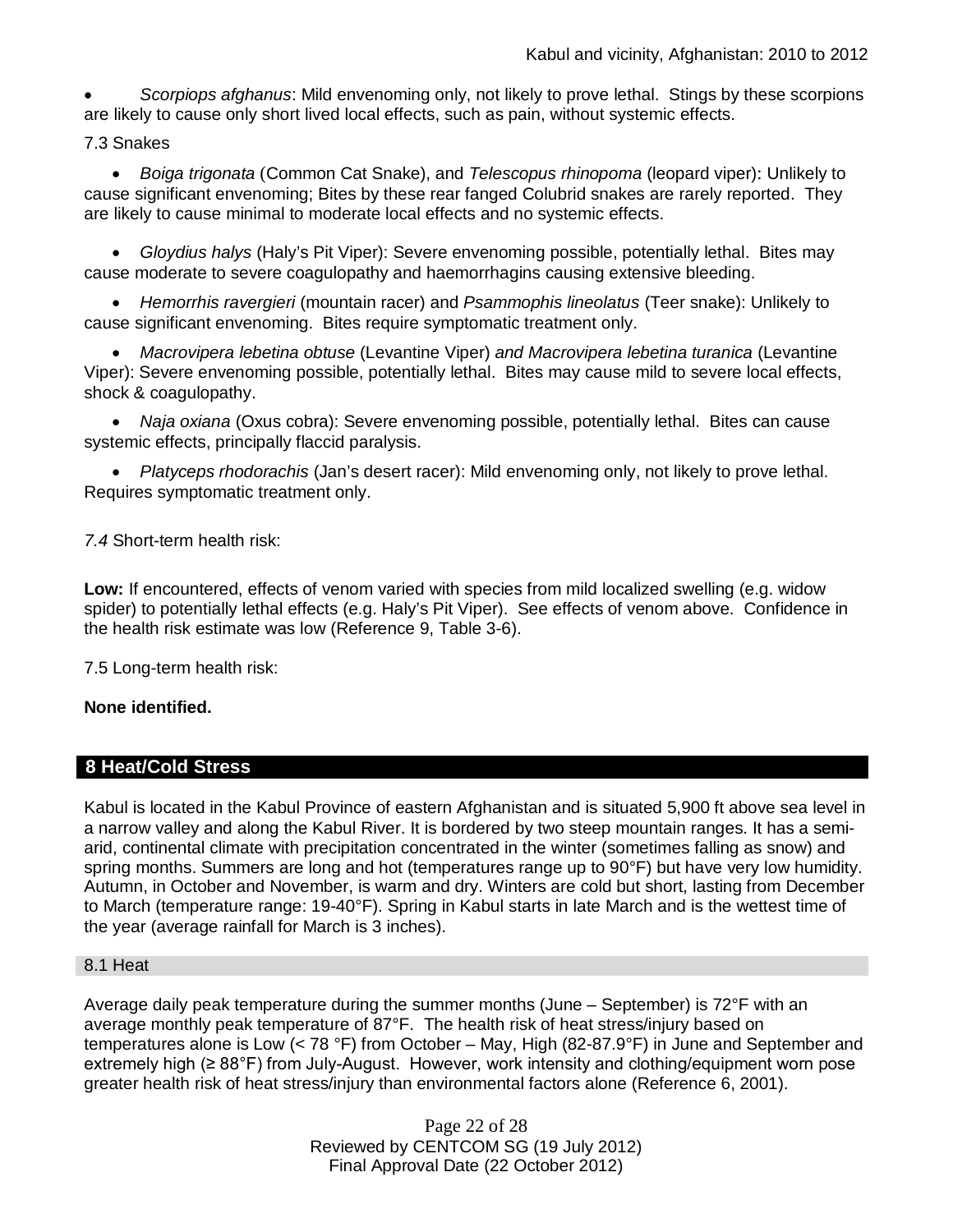- *Scorpiops afghanus*: Mild envenoming only, not likely to prove lethal. Stings by these scorpions are likely to cause only short lived local effects, such as pain, without systemic effects.

7.3 Snakes

- *Boiga trigonata* (Common Cat Snake), and *Telescopus rhinopoma* (leopard viper): Unlikely to cause significant envenoming; Bites by these rear fanged Colubrid snakes are rarely reported. They are likely to cause minimal to moderate local effects and no systemic effects.
- *Gloydius halys* (Haly's Pit Viper): Severe envenoming possible, potentially lethal. Bites may cause moderate to severe coagulopathy and haemorrhagins causing extensive bleeding.
- *Hemorrhis ravergieri* (mountain racer) and *Psammophis lineolatus* (Teer snake): Unlikely to cause significant envenoming. Bites require symptomatic treatment only.
- *Macrovipera lebetina obtuse* (Levantine Viper) *and Macrovipera lebetina turanica* (Levantine Viper): Severe envenoming possible, potentially lethal. Bites may cause mild to severe local effects, shock & coagulopathy.
- *Naja oxiana* (Oxus cobra): Severe envenoming possible, potentially lethal. Bites can cause systemic effects, principally flaccid paralysis.
- *Platyceps rhodorachis* (Jan's desert racer): Mild envenoming only, not likely to prove lethal. Requires symptomatic treatment only.

*7.4* Short-term health risk:

**Low:** If encountered, effects of venom varied with species from mild localized swelling (e.g. widow spider) to potentially lethal effects (e.g. Haly's Pit Viper). See effects of venom above. Confidence in the health risk estimate was low (Reference 9, Table 3-6).

7.5 Long-term health risk:

**None identified.**

## 8 Heat/Cold Stress

Kabul is located in the Kabul Province of eastern Afghanistan and is situated 5,900 ft above sea level in a narrow valley and along the Kabul River. It is bordered by two steep mountain ranges. It has a semi-arid, continental climate with precipitation concentrated in the winter (sometimes falling as snow) and spring months. Summers are long and hot (temperatures range up to 90°F) but have very low humidity. Autumn, in October and November, is warm and dry. Winters are cold but short, lasting from December to March (temperature range: 19-40°F). Spring in Kabul starts in late March and is the wettest time of the year (average rainfall for March is 3 inches).

### 8.1 Heat

Average daily peak temperature during the summer months (June – September) is 72°F with an average monthly peak temperature of 87°F. The health risk of heat stress/injury based on temperatures alone is Low (< 78 °F) from October – May, High (82-87.9°F) in June and September and extremely high (≥ 88°F) from July-August. However, work intensity and clothing/equipment worn pose greater health risk of heat stress/injury than environmental factors alone (Reference 6, 2001).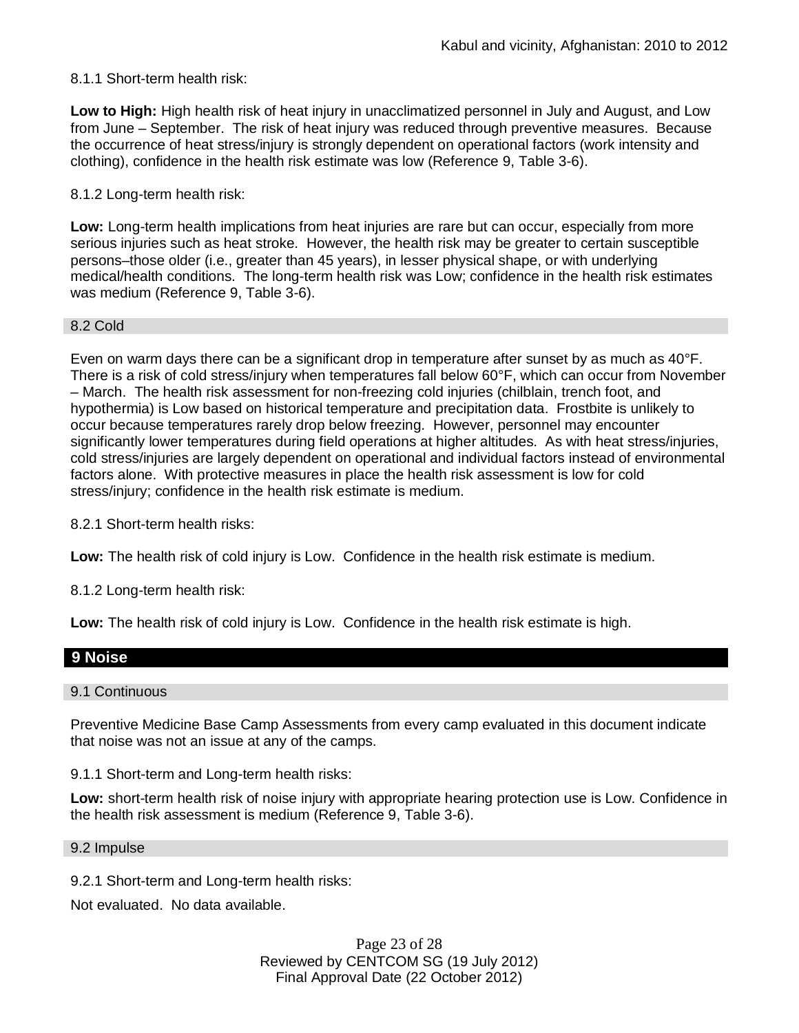8.1.1 Short-term health risk:

**Low to High:** High health risk of heat injury in unacclimatized personnel in July and August, and Low from June – September. The risk of heat injury was reduced through preventive measures. Because the occurrence of heat stress/injury is strongly dependent on operational factors (work intensity and clothing), confidence in the health risk estimate was low (Reference 9, Table 3-6).

8.1.2 Long-term health risk:

**Low:** Long-term health implications from heat injuries are rare but can occur, especially from more serious injuries such as heat stroke. However, the health risk may be greater to certain susceptible persons–those older (i.e., greater than 45 years), in lesser physical shape, or with underlying medical/health conditions. The long-term health risk was Low; confidence in the health risk estimates was medium (Reference 9, Table 3-6).

### 8.2 Cold

Even on warm days there can be a significant drop in temperature after sunset by as much as 40°F. There is a risk of cold stress/injury when temperatures fall below 60°F, which can occur from November – March. The health risk assessment for non-freezing cold injuries (chilblain, trench foot, and hypothermia) is Low based on historical temperature and precipitation data. Frostbite is unlikely to occur because temperatures rarely drop below freezing. However, personnel may encounter significantly lower temperatures during field operations at higher altitudes. As with heat stress/injuries, cold stress/injuries are largely dependent on operational and individual factors instead of environmental factors alone. With protective measures in place the health risk assessment is low for cold stress/injury; confidence in the health risk estimate is medium.

8.2.1 Short-term health risks:

**Low:** The health risk of cold injury is Low. Confidence in the health risk estimate is medium.

8.1.2 Long-term health risk:

**Low:** The health risk of cold injury is Low. Confidence in the health risk estimate is high.

## 9 Noise

### 9.1 Continuous

Preventive Medicine Base Camp Assessments from every camp evaluated in this document indicate that noise was not an issue at any of the camps.

9.1.1 Short-term and Long-term health risks:

**Low:** short-term health risk of noise injury with appropriate hearing protection use is Low. Confidence in the health risk assessment is medium (Reference 9, Table 3-6).

### 9.2 Impulse

9.2.1 Short-term and Long-term health risks:

Not evaluated. No data available.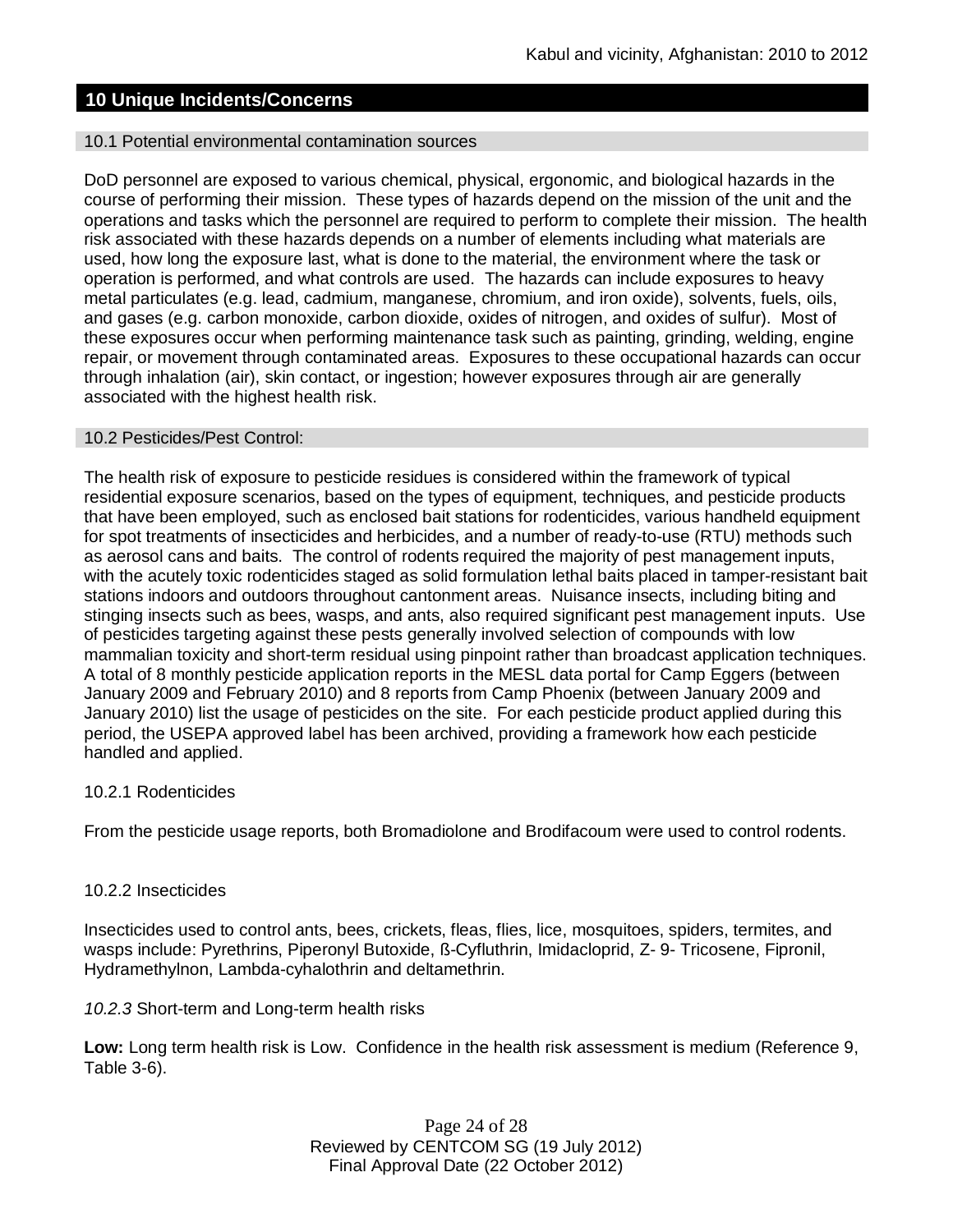## 10 Unique Incidents/Concerns

### 10.1 Potential environmental contamination sources

DoD personnel are exposed to various chemical, physical, ergonomic, and biological hazards in the course of performing their mission. These types of hazards depend on the mission of the unit and the operations and tasks which the personnel are required to perform to complete their mission. The health risk associated with these hazards depends on a number of elements including what materials are used, how long the exposure last, what is done to the material, the environment where the task or operation is performed, and what controls are used. The hazards can include exposures to heavy metal particulates (e.g. lead, cadmium, manganese, chromium, and iron oxide), solvents, fuels, oils, and gases (e.g. carbon monoxide, carbon dioxide, oxides of nitrogen, and oxides of sulfur). Most of these exposures occur when performing maintenance task such as painting, grinding, welding, engine repair, or movement through contaminated areas. Exposures to these occupational hazards can occur through inhalation (air), skin contact, or ingestion; however exposures through air are generally associated with the highest health risk.

### 10.2 Pesticides/Pest Control:

The health risk of exposure to pesticide residues is considered within the framework of typical residential exposure scenarios, based on the types of equipment, techniques, and pesticide products that have been employed, such as enclosed bait stations for rodenticides, various handheld equipment for spot treatments of insecticides and herbicides, and a number of ready-to-use (RTU) methods such as aerosol cans and baits. The control of rodents required the majority of pest management inputs, with the acutely toxic rodenticides staged as solid formulation lethal baits placed in tamper-resistant bait stations indoors and outdoors throughout cantonment areas. Nuisance insects, including biting and stinging insects such as bees, wasps, and ants, also required significant pest management inputs. Use of pesticides targeting against these pests generally involved selection of compounds with low mammalian toxicity and short-term residual using pinpoint rather than broadcast application techniques. A total of 8 monthly pesticide application reports in the MESL data portal for Camp Eggers (between January 2009 and February 2010) and 8 reports from Camp Phoenix (between January 2009 and January 2010) list the usage of pesticides on the site. For each pesticide product applied during this period, the USEPA approved label has been archived, providing a framework how each pesticide handled and applied.

10.2.1 Rodenticides

From the pesticide usage reports, both Bromadiolone and Brodifacoum were used to control rodents.

10.2.2 Insecticides

Insecticides used to control ants, bees, crickets, fleas, flies, lice, mosquitoes, spiders, termites, and wasps include: Pyrethrins, Piperonyl Butoxide, ß-Cyfluthrin, Imidacloprid, Z- 9- Tricosene, Fipronil, Hydramethylnon, Lambda-cyhalothrin and deltamethrin.

*10.2.3* Short-term and Long-term health risks

**Low:** Long term health risk is Low. Confidence in the health risk assessment is medium (Reference 9, Table 3-6).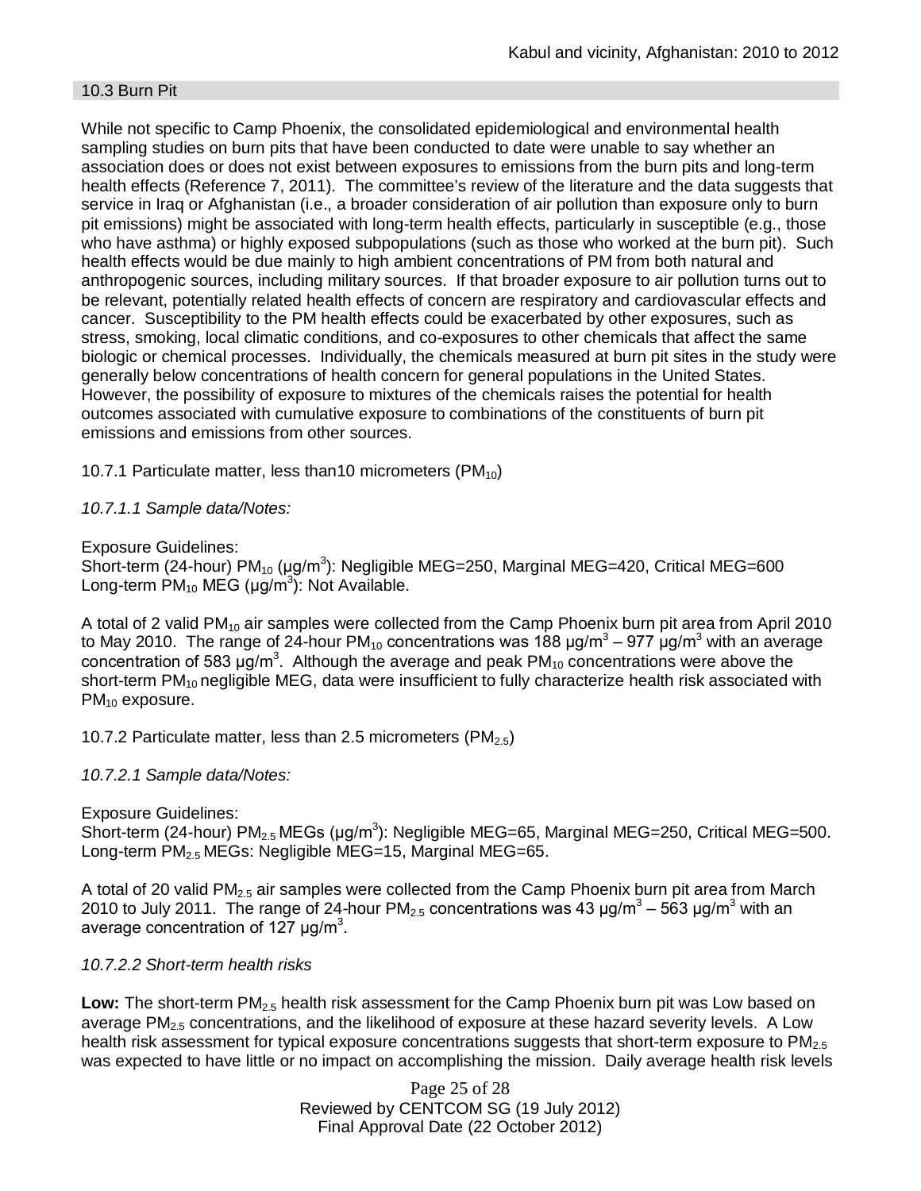## 10.3 Burn Pit

While not specific to Camp Phoenix, the consolidated epidemiological and environmental health sampling studies on burn pits that have been conducted to date were unable to say whether an association does or does not exist between exposures to emissions from the burn pits and long-term health effects (Reference 7, 2011). The committee's review of the literature and the data suggests that service in Iraq or Afghanistan (i.e., a broader consideration of air pollution than exposure only to burn pit emissions) might be associated with long-term health effects, particularly in susceptible (e.g., those who have asthma) or highly exposed subpopulations (such as those who worked at the burn pit). Such health effects would be due mainly to high ambient concentrations of PM from both natural and anthropogenic sources, including military sources. If that broader exposure to air pollution turns out to be relevant, potentially related health effects of concern are respiratory and cardiovascular effects and cancer. Susceptibility to the PM health effects could be exacerbated by other exposures, such as stress, smoking, local climatic conditions, and co-exposures to other chemicals that affect the same biologic or chemical processes. Individually, the chemicals measured at burn pit sites in the study were generally below concentrations of health concern for general populations in the United States. However, the possibility of exposure to mixtures of the chemicals raises the potential for health outcomes associated with cumulative exposure to combinations of the constituents of burn pit emissions and emissions from other sources.

10.7.1 Particulate matter, less than10 micrometers ($PM_{10}$)

*10.7.1.1 Sample data/Notes:*

Exposure Guidelines:
Short-term (24-hour) $PM_{10}$ (µg/m$^3$): Negligible MEG=250, Marginal MEG=420, Critical MEG=600
Long-term $PM_{10}$ MEG (µg/m$^3$): Not Available.

A total of 2 valid $PM_{10}$ air samples were collected from the Camp Phoenix burn pit area from April 2010 to May 2010. The range of 24-hour $PM_{10}$ concentrations was 188 µg/m$^3$ – 977 µg/m$^3$ with an average concentration of 583 µg/m$^3$. Although the average and peak $PM_{10}$ concentrations were above the short-term $PM_{10}$ negligible MEG, data were insufficient to fully characterize health risk associated with $PM_{10}$ exposure.

10.7.2 Particulate matter, less than 2.5 micrometers ($PM_{2.5}$)

*10.7.2.1 Sample data/Notes:*

Exposure Guidelines:
Short-term (24-hour) $PM_{2.5}$ MEGs (µg/m$^3$): Negligible MEG=65, Marginal MEG=250, Critical MEG=500.
Long-term $PM_{2.5}$ MEGs: Negligible MEG=15, Marginal MEG=65.

A total of 20 valid $PM_{2.5}$ air samples were collected from the Camp Phoenix burn pit area from March 2010 to July 2011. The range of 24-hour $PM_{2.5}$ concentrations was 43 µg/m$^3$ – 563 µg/m$^3$ with an average concentration of 127 µg/m$^3$.

*10.7.2.2 Short-term health risks*

**Low:** The short-term $PM_{2.5}$ health risk assessment for the Camp Phoenix burn pit was Low based on average $PM_{2.5}$ concentrations, and the likelihood of exposure at these hazard severity levels. A Low health risk assessment for typical exposure concentrations suggests that short-term exposure to $PM_{2.5}$ was expected to have little or no impact on accomplishing the mission. Daily average health risk levels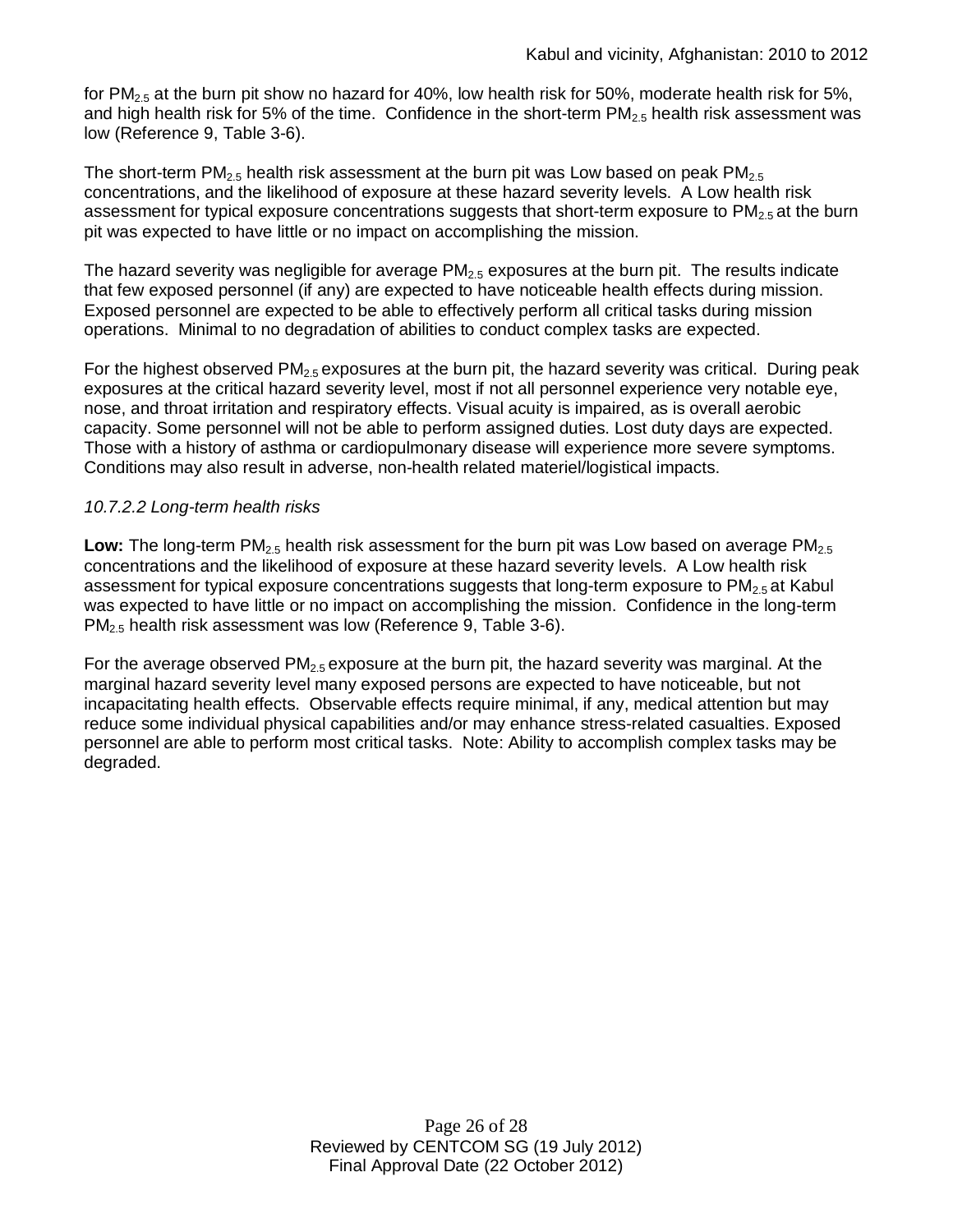for $PM_{2.5}$ at the burn pit show no hazard for 40%, low health risk for 50%, moderate health risk for 5%, and high health risk for 5% of the time. Confidence in the short-term $PM_{2.5}$ health risk assessment was low (Reference 9, Table 3-6).

The short-term $PM_{2.5}$ health risk assessment at the burn pit was Low based on peak $PM_{2.5}$ concentrations, and the likelihood of exposure at these hazard severity levels. A Low health risk assessment for typical exposure concentrations suggests that short-term exposure to $PM_{2.5}$ at the burn pit was expected to have little or no impact on accomplishing the mission.

The hazard severity was negligible for average $PM_{2.5}$ exposures at the burn pit. The results indicate that few exposed personnel (if any) are expected to have noticeable health effects during mission. Exposed personnel are expected to be able to effectively perform all critical tasks during mission operations. Minimal to no degradation of abilities to conduct complex tasks are expected.

For the highest observed $PM_{2.5}$ exposures at the burn pit, the hazard severity was critical. During peak exposures at the critical hazard severity level, most if not all personnel experience very notable eye, nose, and throat irritation and respiratory effects. Visual acuity is impaired, as is overall aerobic capacity. Some personnel will not be able to perform assigned duties. Lost duty days are expected. Those with a history of asthma or cardiopulmonary disease will experience more severe symptoms. Conditions may also result in adverse, non-health related materiel/logistical impacts.

*10.7.2.2 Long-term health risks*

**Low:** The long-term $PM_{2.5}$ health risk assessment for the burn pit was Low based on average $PM_{2.5}$ concentrations and the likelihood of exposure at these hazard severity levels. A Low health risk assessment for typical exposure concentrations suggests that long-term exposure to $PM_{2.5}$ at Kabul was expected to have little or no impact on accomplishing the mission. Confidence in the long-term $PM_{2.5}$ health risk assessment was low (Reference 9, Table 3-6).

For the average observed $PM_{2.5}$ exposure at the burn pit, the hazard severity was marginal. At the marginal hazard severity level many exposed persons are expected to have noticeable, but not incapacitating health effects. Observable effects require minimal, if any, medical attention but may reduce some individual physical capabilities and/or may enhance stress-related casualties. Exposed personnel are able to perform most critical tasks. Note: Ability to accomplish complex tasks may be degraded.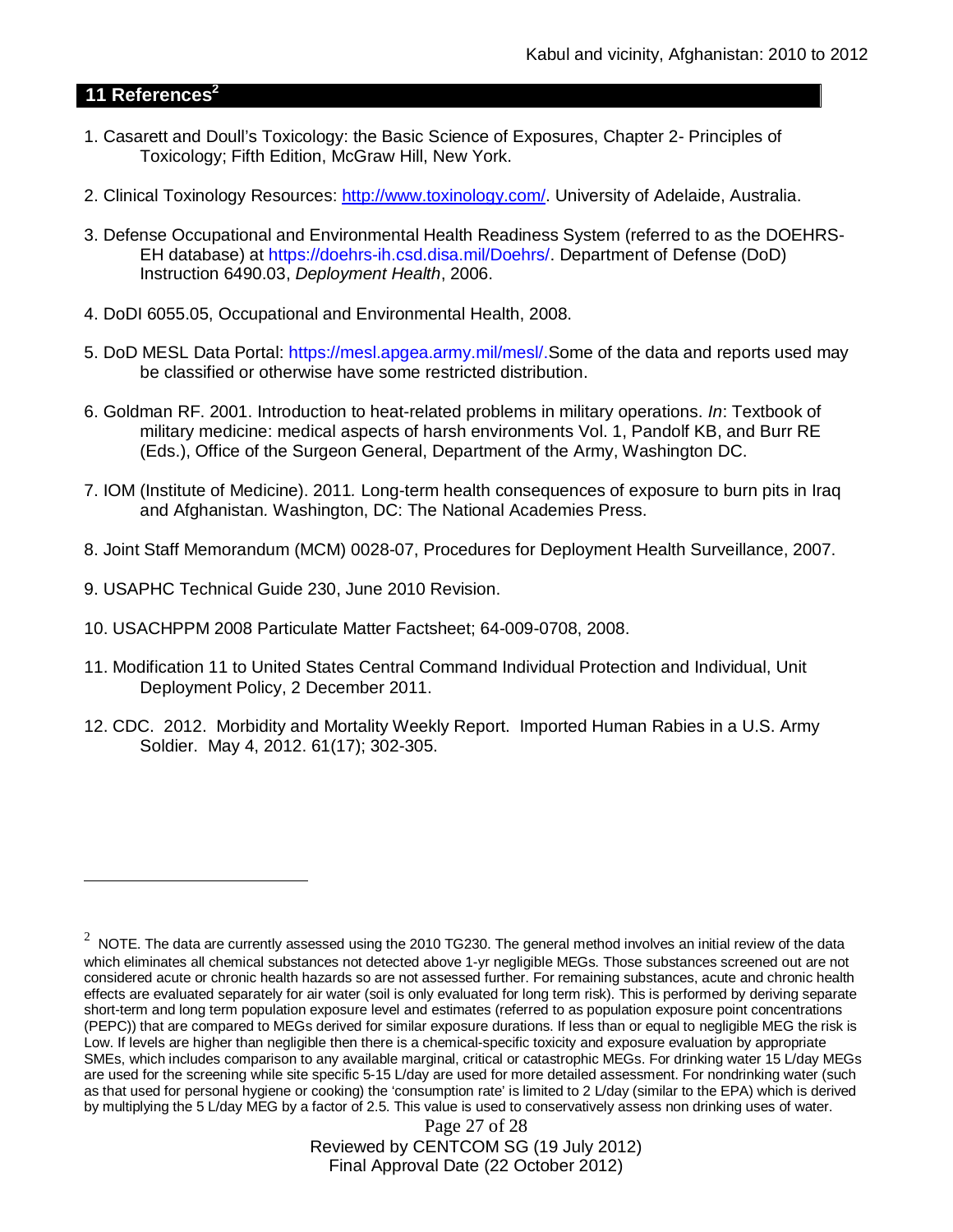## 11 References[2]

1. Casarett and Doull's Toxicology: the Basic Science of Exposures, Chapter 2- Principles of Toxicology; Fifth Edition, McGraw Hill, New York.

2. Clinical Toxinology Resources: http://www.toxinology.com/. University of Adelaide, Australia.

3. Defense Occupational and Environmental Health Readiness System (referred to as the DOEHRS-EH database) at https://doehrs-ih.csd.disa.mil/Doehrs/. Department of Defense (DoD) Instruction 6490.03, *Deployment Health*, 2006.

4. DoDI 6055.05, Occupational and Environmental Health, 2008.

5. DoD MESL Data Portal: https://mesl.apgea.army.mil/mesl/.Some of the data and reports used may be classified or otherwise have some restricted distribution.

6. Goldman RF. 2001. Introduction to heat-related problems in military operations. *In*: Textbook of military medicine: medical aspects of harsh environments Vol. 1, Pandolf KB, and Burr RE (Eds.), Office of the Surgeon General, Department of the Army, Washington DC.

7. IOM (Institute of Medicine). 2011*.* Long-term health consequences of exposure to burn pits in Iraq and Afghanistan*.* Washington, DC: The National Academies Press.

8. Joint Staff Memorandum (MCM) 0028-07, Procedures for Deployment Health Surveillance, 2007.

9. USAPHC Technical Guide 230, June 2010 Revision.

10. USACHPPM 2008 Particulate Matter Factsheet; 64-009-0708, 2008.

11. Modification 11 to United States Central Command Individual Protection and Individual, Unit Deployment Policy, 2 December 2011.

12. CDC. 2012. Morbidity and Mortality Weekly Report. Imported Human Rabies in a U.S. Army Soldier. May 4, 2012. 61(17); 302-305.

---

[2] NOTE. The data are currently assessed using the 2010 TG230. The general method involves an initial review of the data which eliminates all chemical substances not detected above 1-yr negligible MEGs. Those substances screened out are not considered acute or chronic health hazards so are not assessed further. For remaining substances, acute and chronic health effects are evaluated separately for air water (soil is only evaluated for long term risk). This is performed by deriving separate short-term and long term population exposure level and estimates (referred to as population exposure point concentrations (PEPC)) that are compared to MEGs derived for similar exposure durations. If less than or equal to negligible MEG the risk is Low. If levels are higher than negligible then there is a chemical-specific toxicity and exposure evaluation by appropriate SMEs, which includes comparison to any available marginal, critical or catastrophic MEGs. For drinking water 15 L/day MEGs are used for the screening while site specific 5-15 L/day are used for more detailed assessment. For nondrinking water (such as that used for personal hygiene or cooking) the 'consumption rate' is limited to 2 L/day (similar to the EPA) which is derived by multiplying the 5 L/day MEG by a factor of 2.5. This value is used to conservatively assess non drinking uses of water.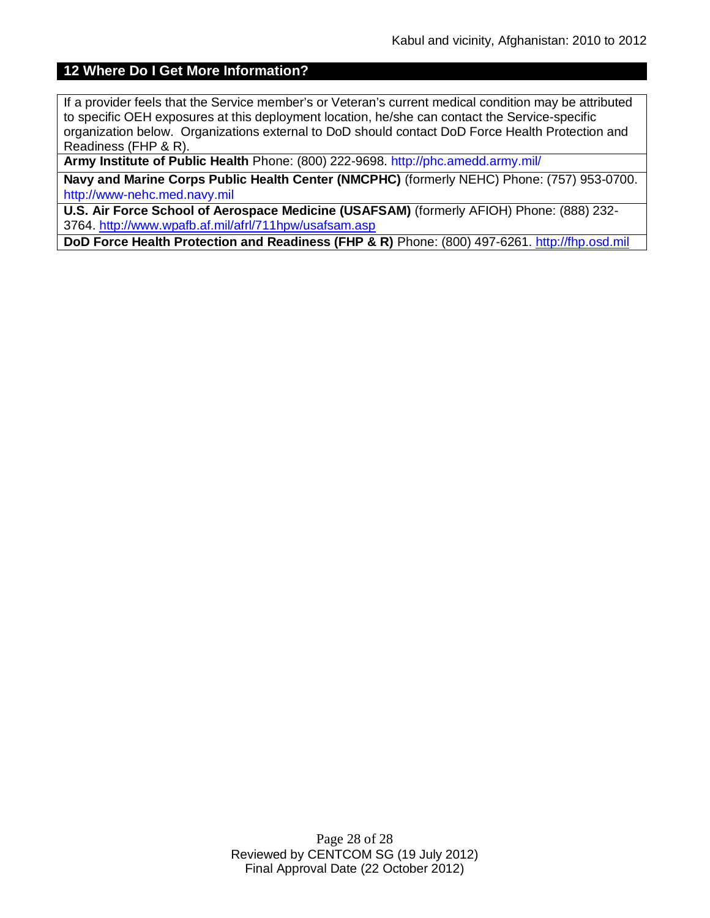## 12 Where Do I Get More Information?

If a provider feels that the Service member's or Veteran's current medical condition may be attributed to specific OEH exposures at this deployment location, he/she can contact the Service-specific organization below. Organizations external to DoD should contact DoD Force Health Protection and Readiness (FHP & R).

**Army Institute of Public Health** Phone: (800) 222-9698. http://phc.amedd.army.mil/

**Navy and Marine Corps Public Health Center (NMCPHC)** (formerly NEHC) Phone: (757) 953-0700. http://www-nehc.med.navy.mil

**U.S. Air Force School of Aerospace Medicine (USAFSAM)** (formerly AFIOH) Phone: (888) 232-3764. http://www.wpafb.af.mil/afrl/711hpw/usafsam.asp

**DoD Force Health Protection and Readiness (FHP & R)** Phone: (800) 497-6261. http://fhp.osd.mil

Reviewed by CENTCOM SG (19 July 2012)
Final Approval Date (22 October 2012)